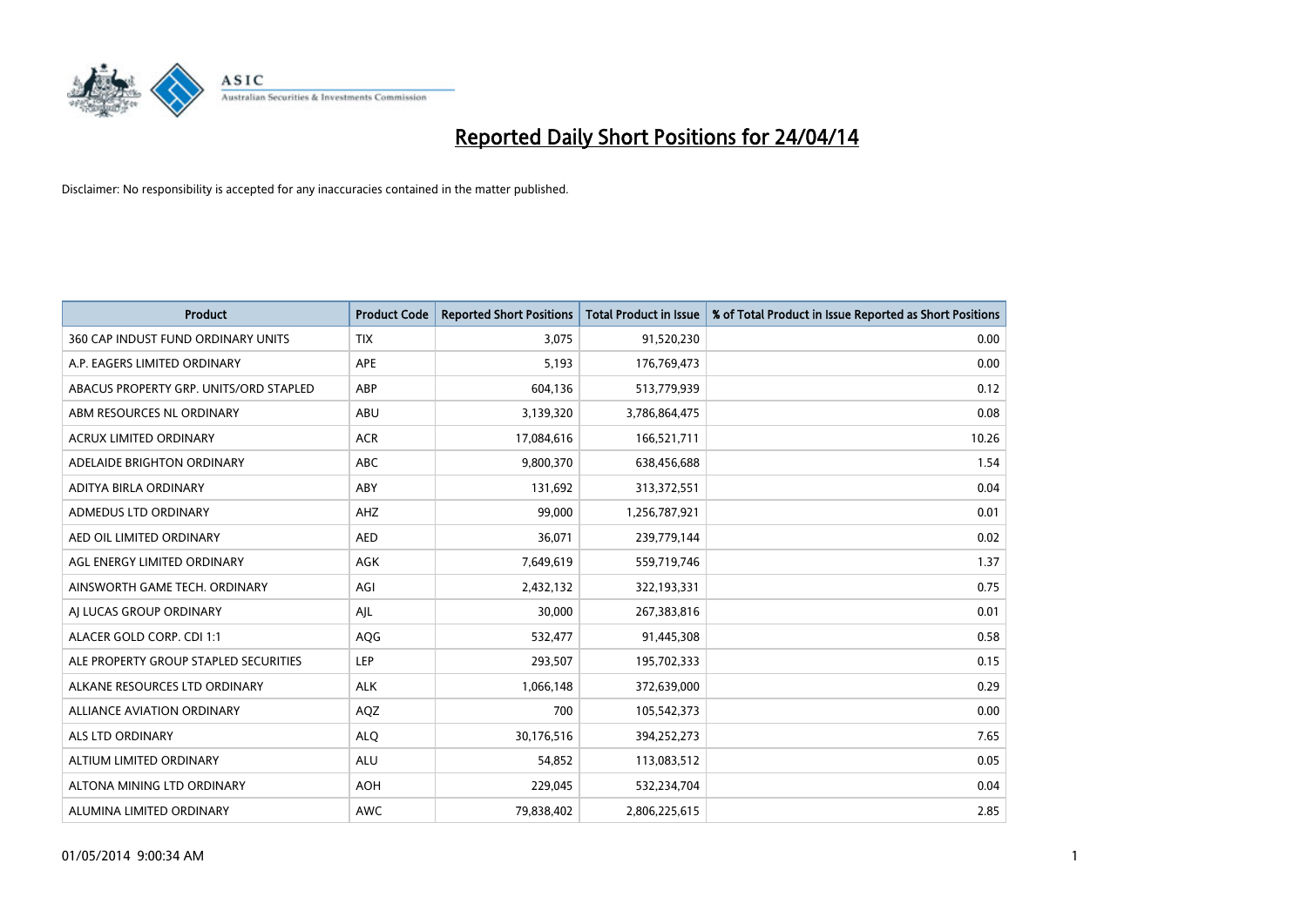# Reported Daily Short Positions for 24/04/14

Disclaimer: No responsibility is accepted for any inaccuracies contained in the matter published.

| Product | Product Code | Reported Short Positions | Total Product in Issue | % of Total Product in Issue Reported as Short Positions |
|---|---|---|---|---|
| 360 CAP INDUST FUND ORDINARY UNITS | TIX | 3,075 | 91,520,230 | 0.00 |
| A.P. EAGERS LIMITED ORDINARY | APE | 5,193 | 176,769,473 | 0.00 |
| ABACUS PROPERTY GRP. UNITS/ORD STAPLED | ABP | 604,136 | 513,779,939 | 0.12 |
| ABM RESOURCES NL ORDINARY | ABU | 3,139,320 | 3,786,864,475 | 0.08 |
| ACRUX LIMITED ORDINARY | ACR | 17,084,616 | 166,521,711 | 10.26 |
| ADELAIDE BRIGHTON ORDINARY | ABC | 9,800,370 | 638,456,688 | 1.54 |
| ADITYA BIRLA ORDINARY | ABY | 131,692 | 313,372,551 | 0.04 |
| ADMEDUS LTD ORDINARY | AHZ | 99,000 | 1,256,787,921 | 0.01 |
| AED OIL LIMITED ORDINARY | AED | 36,071 | 239,779,144 | 0.02 |
| AGL ENERGY LIMITED ORDINARY | AGK | 7,649,619 | 559,719,746 | 1.37 |
| AINSWORTH GAME TECH. ORDINARY | AGI | 2,432,132 | 322,193,331 | 0.75 |
| AJ LUCAS GROUP ORDINARY | AJL | 30,000 | 267,383,816 | 0.01 |
| ALACER GOLD CORP. CDI 1:1 | AQG | 532,477 | 91,445,308 | 0.58 |
| ALE PROPERTY GROUP STAPLED SECURITIES | LEP | 293,507 | 195,702,333 | 0.15 |
| ALKANE RESOURCES LTD ORDINARY | ALK | 1,066,148 | 372,639,000 | 0.29 |
| ALLIANCE AVIATION ORDINARY | AQZ | 700 | 105,542,373 | 0.00 |
| ALS LTD ORDINARY | ALQ | 30,176,516 | 394,252,273 | 7.65 |
| ALTIUM LIMITED ORDINARY | ALU | 54,852 | 113,083,512 | 0.05 |
| ALTONA MINING LTD ORDINARY | AOH | 229,045 | 532,234,704 | 0.04 |
| ALUMINA LIMITED ORDINARY | AWC | 79,838,402 | 2,806,225,615 | 2.85 |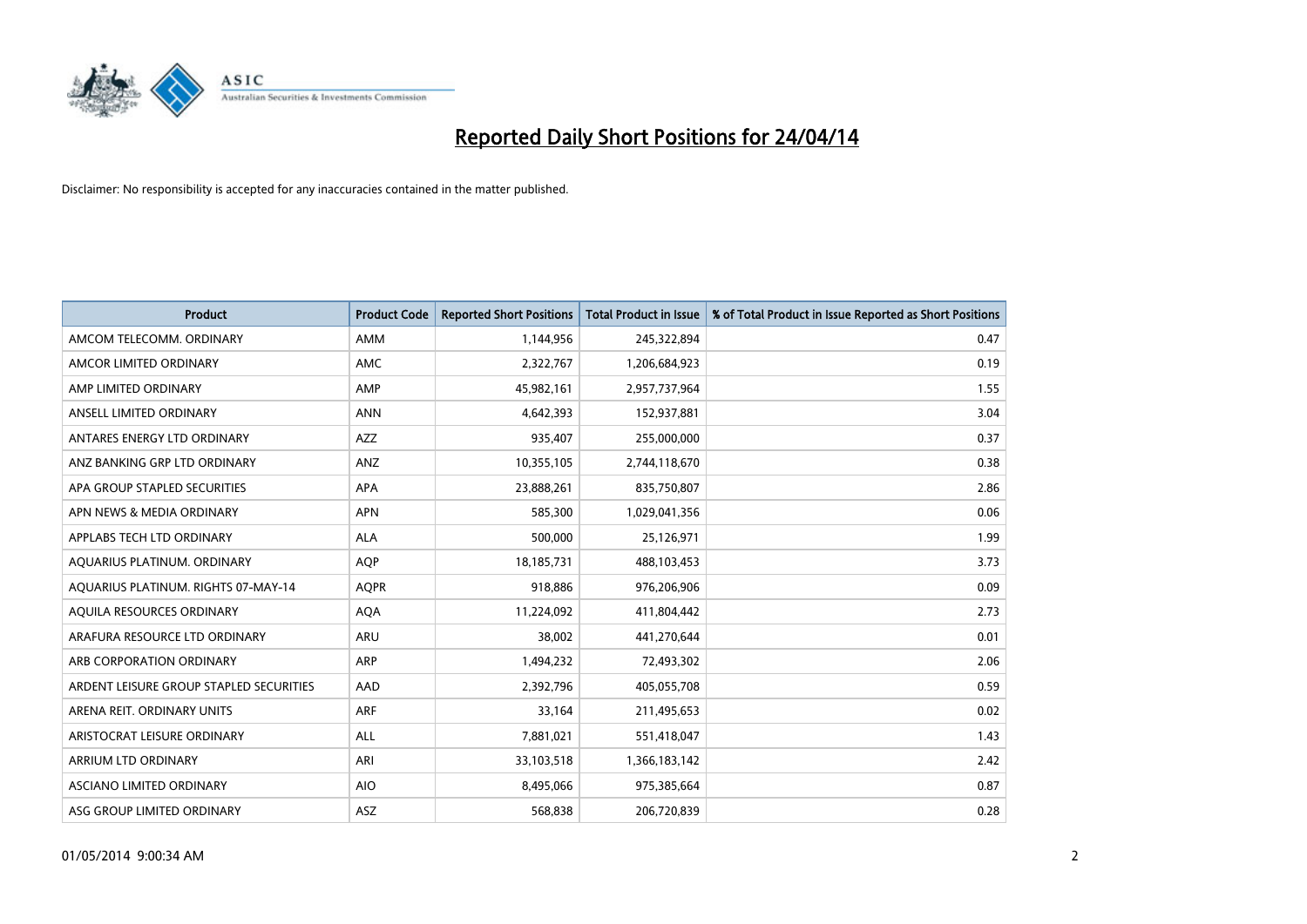# Reported Daily Short Positions for 24/04/14

Disclaimer: No responsibility is accepted for any inaccuracies contained in the matter published.

| Product | Product Code | Reported Short Positions | Total Product in Issue | % of Total Product in Issue Reported as Short Positions |
|---|---|---|---|---|
| AMCOM TELECOMM. ORDINARY | AMM | 1,144,956 | 245,322,894 | 0.47 |
| AMCOR LIMITED ORDINARY | AMC | 2,322,767 | 1,206,684,923 | 0.19 |
| AMP LIMITED ORDINARY | AMP | 45,982,161 | 2,957,737,964 | 1.55 |
| ANSELL LIMITED ORDINARY | ANN | 4,642,393 | 152,937,881 | 3.04 |
| ANTARES ENERGY LTD ORDINARY | AZZ | 935,407 | 255,000,000 | 0.37 |
| ANZ BANKING GRP LTD ORDINARY | ANZ | 10,355,105 | 2,744,118,670 | 0.38 |
| APA GROUP STAPLED SECURITIES | APA | 23,888,261 | 835,750,807 | 2.86 |
| APN NEWS & MEDIA ORDINARY | APN | 585,300 | 1,029,041,356 | 0.06 |
| APPLABS TECH LTD ORDINARY | ALA | 500,000 | 25,126,971 | 1.99 |
| AQUARIUS PLATINUM. ORDINARY | AQP | 18,185,731 | 488,103,453 | 3.73 |
| AQUARIUS PLATINUM. RIGHTS 07-MAY-14 | AQPR | 918,886 | 976,206,906 | 0.09 |
| AQUILA RESOURCES ORDINARY | AQA | 11,224,092 | 411,804,442 | 2.73 |
| ARAFURA RESOURCE LTD ORDINARY | ARU | 38,002 | 441,270,644 | 0.01 |
| ARB CORPORATION ORDINARY | ARP | 1,494,232 | 72,493,302 | 2.06 |
| ARDENT LEISURE GROUP STAPLED SECURITIES | AAD | 2,392,796 | 405,055,708 | 0.59 |
| ARENA REIT. ORDINARY UNITS | ARF | 33,164 | 211,495,653 | 0.02 |
| ARISTOCRAT LEISURE ORDINARY | ALL | 7,881,021 | 551,418,047 | 1.43 |
| ARRIUM LTD ORDINARY | ARI | 33,103,518 | 1,366,183,142 | 2.42 |
| ASCIANO LIMITED ORDINARY | AIO | 8,495,066 | 975,385,664 | 0.87 |
| ASG GROUP LIMITED ORDINARY | ASZ | 568,838 | 206,720,839 | 0.28 |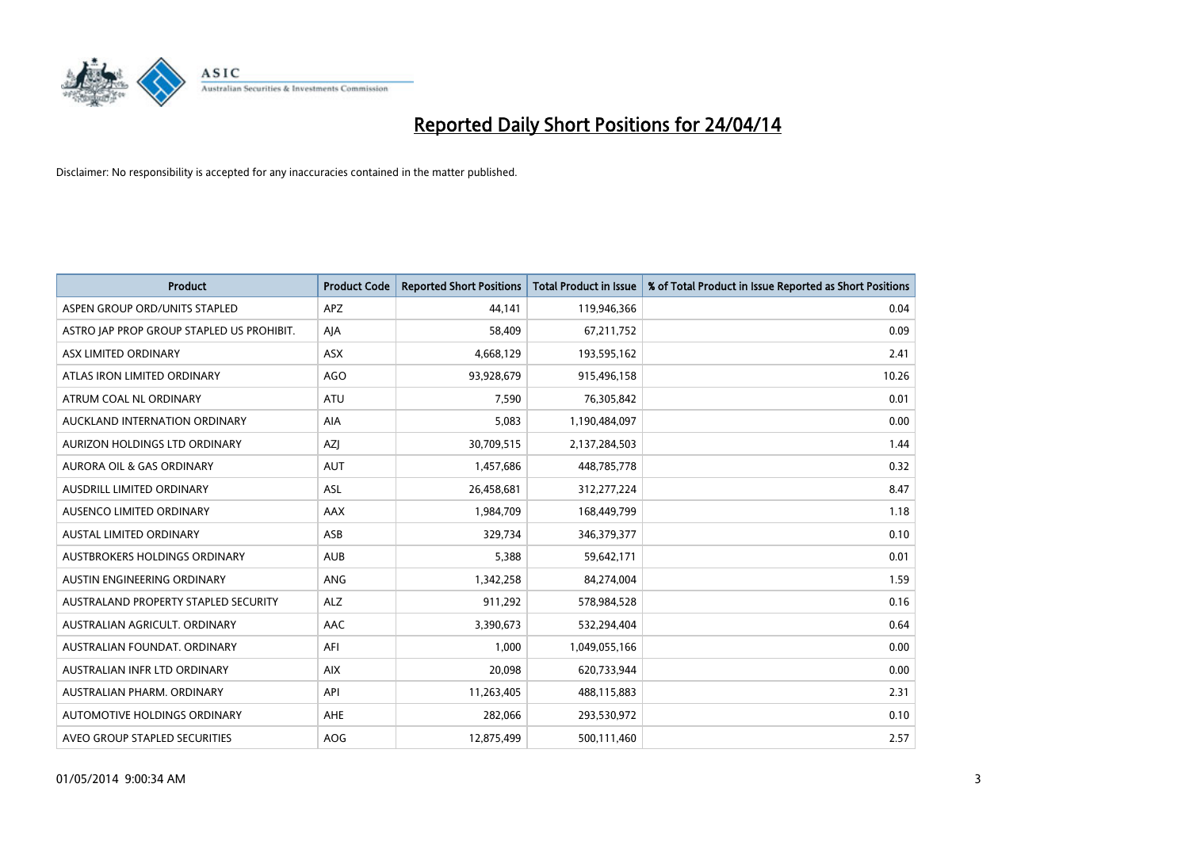# Reported Daily Short Positions for 24/04/14

Disclaimer: No responsibility is accepted for any inaccuracies contained in the matter published.

| Product | Product Code | Reported Short Positions | Total Product in Issue | % of Total Product in Issue Reported as Short Positions |
|---|---|---|---|---|
| ASPEN GROUP ORD/UNITS STAPLED | APZ | 44,141 | 119,946,366 | 0.04 |
| ASTRO JAP PROP GROUP STAPLED US PROHIBIT. | AJA | 58,409 | 67,211,752 | 0.09 |
| ASX LIMITED ORDINARY | ASX | 4,668,129 | 193,595,162 | 2.41 |
| ATLAS IRON LIMITED ORDINARY | AGO | 93,928,679 | 915,496,158 | 10.26 |
| ATRUM COAL NL ORDINARY | ATU | 7,590 | 76,305,842 | 0.01 |
| AUCKLAND INTERNATION ORDINARY | AIA | 5,083 | 1,190,484,097 | 0.00 |
| AURIZON HOLDINGS LTD ORDINARY | AZJ | 30,709,515 | 2,137,284,503 | 1.44 |
| AURORA OIL & GAS ORDINARY | AUT | 1,457,686 | 448,785,778 | 0.32 |
| AUSDRILL LIMITED ORDINARY | ASL | 26,458,681 | 312,277,224 | 8.47 |
| AUSENCO LIMITED ORDINARY | AAX | 1,984,709 | 168,449,799 | 1.18 |
| AUSTAL LIMITED ORDINARY | ASB | 329,734 | 346,379,377 | 0.10 |
| AUSTBROKERS HOLDINGS ORDINARY | AUB | 5,388 | 59,642,171 | 0.01 |
| AUSTIN ENGINEERING ORDINARY | ANG | 1,342,258 | 84,274,004 | 1.59 |
| AUSTRALAND PROPERTY STAPLED SECURITY | ALZ | 911,292 | 578,984,528 | 0.16 |
| AUSTRALIAN AGRICULT. ORDINARY | AAC | 3,390,673 | 532,294,404 | 0.64 |
| AUSTRALIAN FOUNDAT. ORDINARY | AFI | 1,000 | 1,049,055,166 | 0.00 |
| AUSTRALIAN INFR LTD ORDINARY | AIX | 20,098 | 620,733,944 | 0.00 |
| AUSTRALIAN PHARM. ORDINARY | API | 11,263,405 | 488,115,883 | 2.31 |
| AUTOMOTIVE HOLDINGS ORDINARY | AHE | 282,066 | 293,530,972 | 0.10 |
| AVEO GROUP STAPLED SECURITIES | AOG | 12,875,499 | 500,111,460 | 2.57 |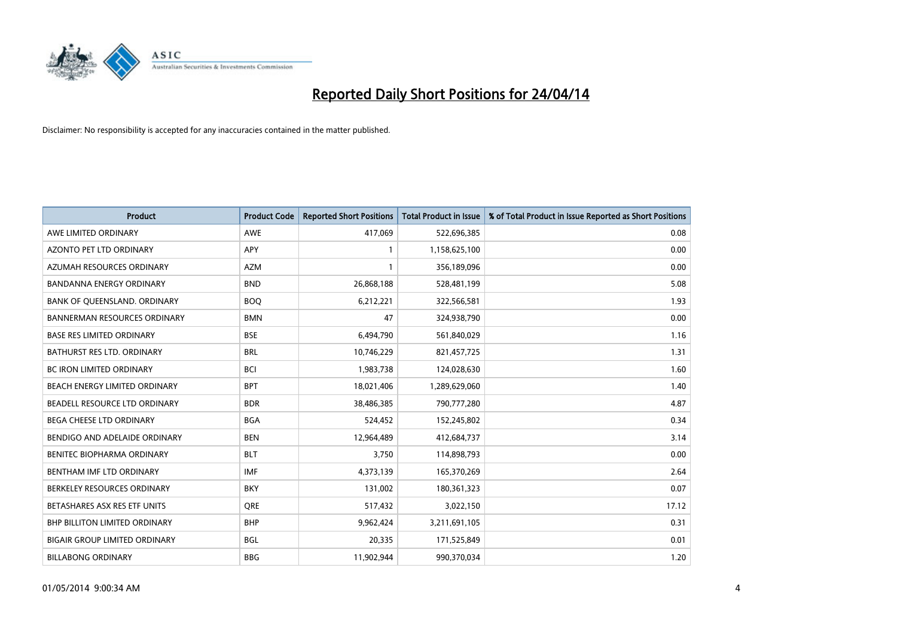# Reported Daily Short Positions for 24/04/14

Disclaimer: No responsibility is accepted for any inaccuracies contained in the matter published.

| Product | Product Code | Reported Short Positions | Total Product in Issue | % of Total Product in Issue Reported as Short Positions |
|---|---|---|---|---|
| AWE LIMITED ORDINARY | AWE | 417,069 | 522,696,385 | 0.08 |
| AZONTO PET LTD ORDINARY | APY | 1 | 1,158,625,100 | 0.00 |
| AZUMAH RESOURCES ORDINARY | AZM | 1 | 356,189,096 | 0.00 |
| BANDANNA ENERGY ORDINARY | BND | 26,868,188 | 528,481,199 | 5.08 |
| BANK OF QUEENSLAND. ORDINARY | BOQ | 6,212,221 | 322,566,581 | 1.93 |
| BANNERMAN RESOURCES ORDINARY | BMN | 47 | 324,938,790 | 0.00 |
| BASE RES LIMITED ORDINARY | BSE | 6,494,790 | 561,840,029 | 1.16 |
| BATHURST RES LTD. ORDINARY | BRL | 10,746,229 | 821,457,725 | 1.31 |
| BC IRON LIMITED ORDINARY | BCI | 1,983,738 | 124,028,630 | 1.60 |
| BEACH ENERGY LIMITED ORDINARY | BPT | 18,021,406 | 1,289,629,060 | 1.40 |
| BEADELL RESOURCE LTD ORDINARY | BDR | 38,486,385 | 790,777,280 | 4.87 |
| BEGA CHEESE LTD ORDINARY | BGA | 524,452 | 152,245,802 | 0.34 |
| BENDIGO AND ADELAIDE ORDINARY | BEN | 12,964,489 | 412,684,737 | 3.14 |
| BENITEC BIOPHARMA ORDINARY | BLT | 3,750 | 114,898,793 | 0.00 |
| BENTHAM IMF LTD ORDINARY | IMF | 4,373,139 | 165,370,269 | 2.64 |
| BERKELEY RESOURCES ORDINARY | BKY | 131,002 | 180,361,323 | 0.07 |
| BETASHARES ASX RES ETF UNITS | QRE | 517,432 | 3,022,150 | 17.12 |
| BHP BILLITON LIMITED ORDINARY | BHP | 9,962,424 | 3,211,691,105 | 0.31 |
| BIGAIR GROUP LIMITED ORDINARY | BGL | 20,335 | 171,525,849 | 0.01 |
| BILLABONG ORDINARY | BBG | 11,902,944 | 990,370,034 | 1.20 |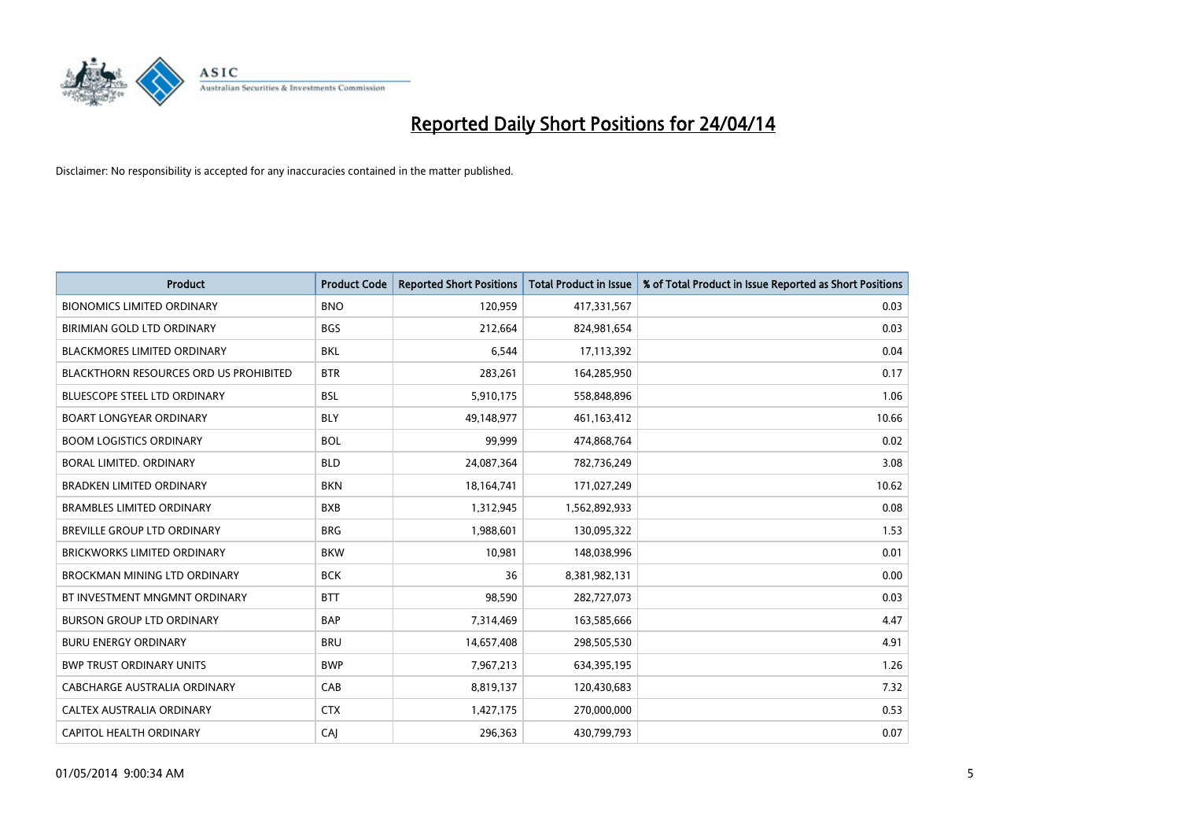# Reported Daily Short Positions for 24/04/14

Disclaimer: No responsibility is accepted for any inaccuracies contained in the matter published.

| Product | Product Code | Reported Short Positions | Total Product in Issue | % of Total Product in Issue Reported as Short Positions |
|---|---|---|---|---|
| BIONOMICS LIMITED ORDINARY | BNO | 120,959 | 417,331,567 | 0.03 |
| BIRIMIAN GOLD LTD ORDINARY | BGS | 212,664 | 824,981,654 | 0.03 |
| BLACKMORES LIMITED ORDINARY | BKL | 6,544 | 17,113,392 | 0.04 |
| BLACKTHORN RESOURCES ORD US PROHIBITED | BTR | 283,261 | 164,285,950 | 0.17 |
| BLUESCOPE STEEL LTD ORDINARY | BSL | 5,910,175 | 558,848,896 | 1.06 |
| BOART LONGYEAR ORDINARY | BLY | 49,148,977 | 461,163,412 | 10.66 |
| BOOM LOGISTICS ORDINARY | BOL | 99,999 | 474,868,764 | 0.02 |
| BORAL LIMITED. ORDINARY | BLD | 24,087,364 | 782,736,249 | 3.08 |
| BRADKEN LIMITED ORDINARY | BKN | 18,164,741 | 171,027,249 | 10.62 |
| BRAMBLES LIMITED ORDINARY | BXB | 1,312,945 | 1,562,892,933 | 0.08 |
| BREVILLE GROUP LTD ORDINARY | BRG | 1,988,601 | 130,095,322 | 1.53 |
| BRICKWORKS LIMITED ORDINARY | BKW | 10,981 | 148,038,996 | 0.01 |
| BROCKMAN MINING LTD ORDINARY | BCK | 36 | 8,381,982,131 | 0.00 |
| BT INVESTMENT MNGMNT ORDINARY | BTT | 98,590 | 282,727,073 | 0.03 |
| BURSON GROUP LTD ORDINARY | BAP | 7,314,469 | 163,585,666 | 4.47 |
| BURU ENERGY ORDINARY | BRU | 14,657,408 | 298,505,530 | 4.91 |
| BWP TRUST ORDINARY UNITS | BWP | 7,967,213 | 634,395,195 | 1.26 |
| CABCHARGE AUSTRALIA ORDINARY | CAB | 8,819,137 | 120,430,683 | 7.32 |
| CALTEX AUSTRALIA ORDINARY | CTX | 1,427,175 | 270,000,000 | 0.53 |
| CAPITOL HEALTH ORDINARY | CAJ | 296,363 | 430,799,793 | 0.07 |

01/05/2014 9:00:34 AM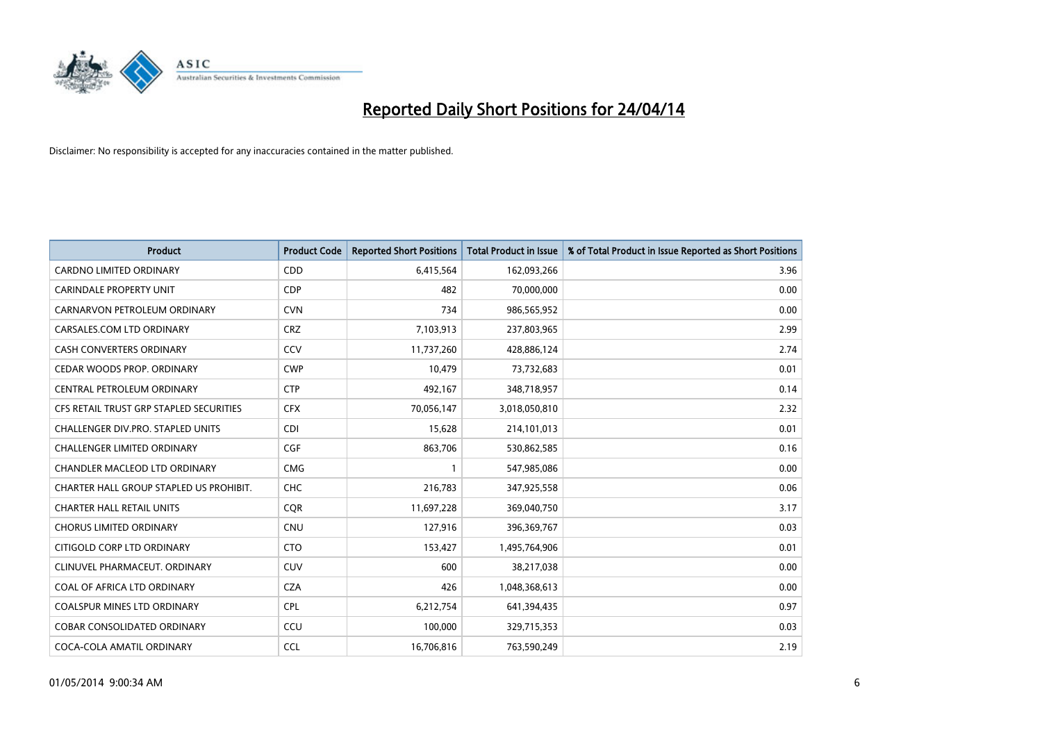# Reported Daily Short Positions for 24/04/14

Disclaimer: No responsibility is accepted for any inaccuracies contained in the matter published.

| Product | Product Code | Reported Short Positions | Total Product in Issue | % of Total Product in Issue Reported as Short Positions |
|---|---|---|---|---|
| CARDNO LIMITED ORDINARY | CDD | 6,415,564 | 162,093,266 | 3.96 |
| CARINDALE PROPERTY UNIT | CDP | 482 | 70,000,000 | 0.00 |
| CARNARVON PETROLEUM ORDINARY | CVN | 734 | 986,565,952 | 0.00 |
| CARSALES.COM LTD ORDINARY | CRZ | 7,103,913 | 237,803,965 | 2.99 |
| CASH CONVERTERS ORDINARY | CCV | 11,737,260 | 428,886,124 | 2.74 |
| CEDAR WOODS PROP. ORDINARY | CWP | 10,479 | 73,732,683 | 0.01 |
| CENTRAL PETROLEUM ORDINARY | CTP | 492,167 | 348,718,957 | 0.14 |
| CFS RETAIL TRUST GRP STAPLED SECURITIES | CFX | 70,056,147 | 3,018,050,810 | 2.32 |
| CHALLENGER DIV.PRO. STAPLED UNITS | CDI | 15,628 | 214,101,013 | 0.01 |
| CHALLENGER LIMITED ORDINARY | CGF | 863,706 | 530,862,585 | 0.16 |
| CHANDLER MACLEOD LTD ORDINARY | CMG | 1 | 547,985,086 | 0.00 |
| CHARTER HALL GROUP STAPLED US PROHIBIT. | CHC | 216,783 | 347,925,558 | 0.06 |
| CHARTER HALL RETAIL UNITS | CQR | 11,697,228 | 369,040,750 | 3.17 |
| CHORUS LIMITED ORDINARY | CNU | 127,916 | 396,369,767 | 0.03 |
| CITIGOLD CORP LTD ORDINARY | CTO | 153,427 | 1,495,764,906 | 0.01 |
| CLINUVEL PHARMACEUT. ORDINARY | CUV | 600 | 38,217,038 | 0.00 |
| COAL OF AFRICA LTD ORDINARY | CZA | 426 | 1,048,368,613 | 0.00 |
| COALSPUR MINES LTD ORDINARY | CPL | 6,212,754 | 641,394,435 | 0.97 |
| COBAR CONSOLIDATED ORDINARY | CCU | 100,000 | 329,715,353 | 0.03 |
| COCA-COLA AMATIL ORDINARY | CCL | 16,706,816 | 763,590,249 | 2.19 |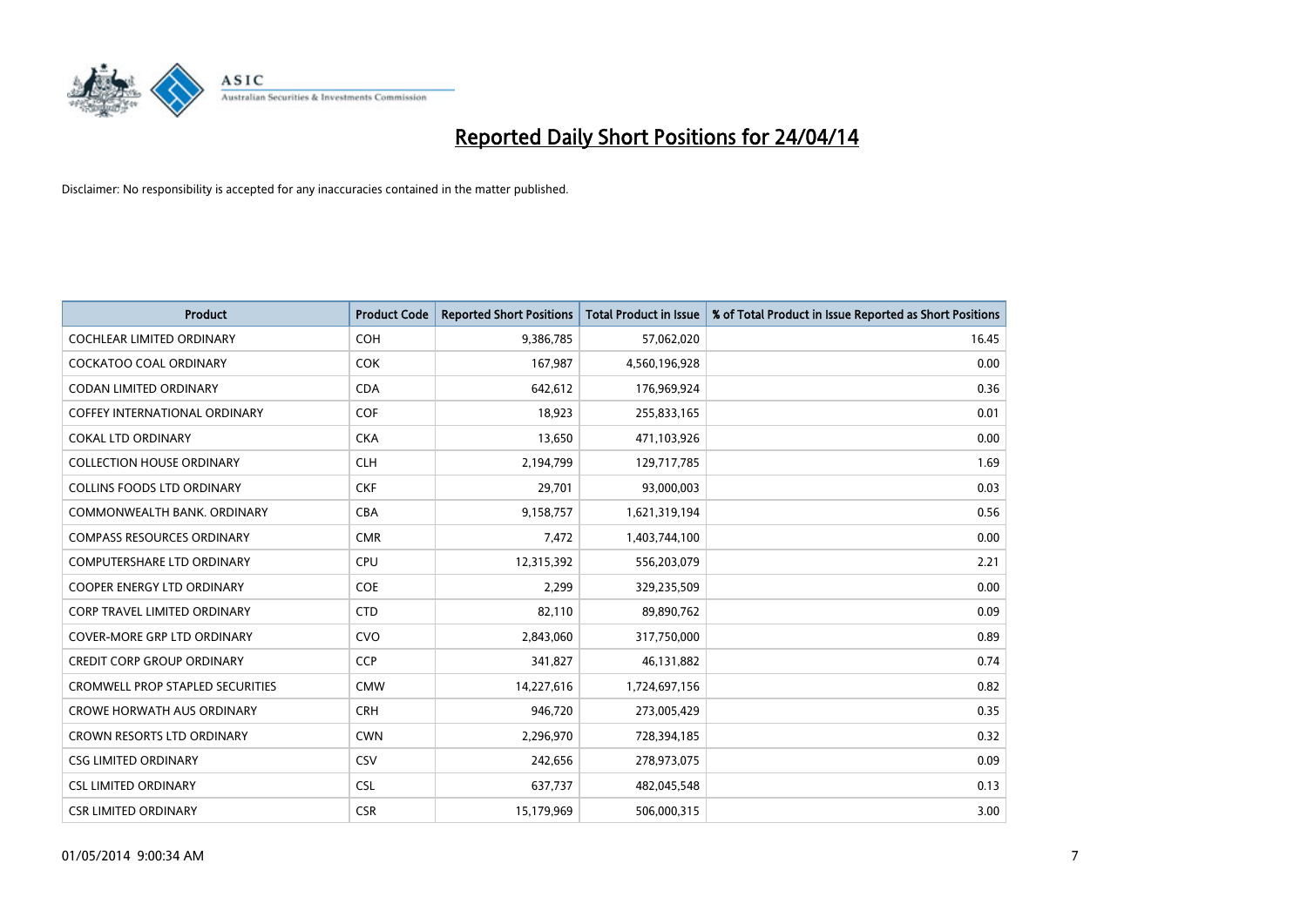# Reported Daily Short Positions for 24/04/14

Disclaimer: No responsibility is accepted for any inaccuracies contained in the matter published.

| Product | Product Code | Reported Short Positions | Total Product in Issue | % of Total Product in Issue Reported as Short Positions |
|---|---|---|---|---|
| COCHLEAR LIMITED ORDINARY | COH | 9,386,785 | 57,062,020 | 16.45 |
| COCKATOO COAL ORDINARY | COK | 167,987 | 4,560,196,928 | 0.00 |
| CODAN LIMITED ORDINARY | CDA | 642,612 | 176,969,924 | 0.36 |
| COFFEY INTERNATIONAL ORDINARY | COF | 18,923 | 255,833,165 | 0.01 |
| COKAL LTD ORDINARY | CKA | 13,650 | 471,103,926 | 0.00 |
| COLLECTION HOUSE ORDINARY | CLH | 2,194,799 | 129,717,785 | 1.69 |
| COLLINS FOODS LTD ORDINARY | CKF | 29,701 | 93,000,003 | 0.03 |
| COMMONWEALTH BANK. ORDINARY | CBA | 9,158,757 | 1,621,319,194 | 0.56 |
| COMPASS RESOURCES ORDINARY | CMR | 7,472 | 1,403,744,100 | 0.00 |
| COMPUTERSHARE LTD ORDINARY | CPU | 12,315,392 | 556,203,079 | 2.21 |
| COOPER ENERGY LTD ORDINARY | COE | 2,299 | 329,235,509 | 0.00 |
| CORP TRAVEL LIMITED ORDINARY | CTD | 82,110 | 89,890,762 | 0.09 |
| COVER-MORE GRP LTD ORDINARY | CVO | 2,843,060 | 317,750,000 | 0.89 |
| CREDIT CORP GROUP ORDINARY | CCP | 341,827 | 46,131,882 | 0.74 |
| CROMWELL PROP STAPLED SECURITIES | CMW | 14,227,616 | 1,724,697,156 | 0.82 |
| CROWE HORWATH AUS ORDINARY | CRH | 946,720 | 273,005,429 | 0.35 |
| CROWN RESORTS LTD ORDINARY | CWN | 2,296,970 | 728,394,185 | 0.32 |
| CSG LIMITED ORDINARY | CSV | 242,656 | 278,973,075 | 0.09 |
| CSL LIMITED ORDINARY | CSL | 637,737 | 482,045,548 | 0.13 |
| CSR LIMITED ORDINARY | CSR | 15,179,969 | 506,000,315 | 3.00 |

01/05/2014 9:00:34 AM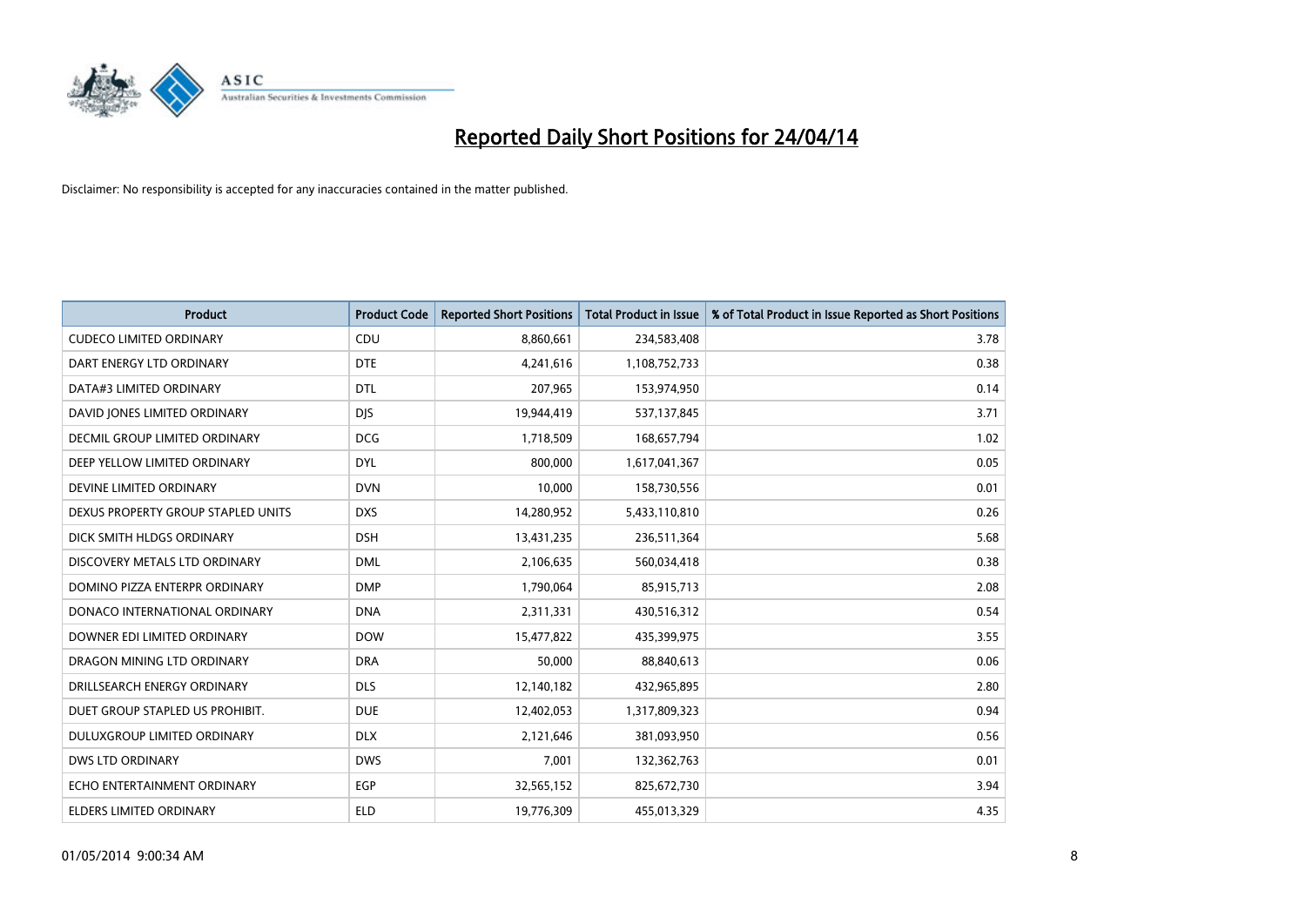# Reported Daily Short Positions for 24/04/14

Disclaimer: No responsibility is accepted for any inaccuracies contained in the matter published.

| Product | Product Code | Reported Short Positions | Total Product in Issue | % of Total Product in Issue Reported as Short Positions |
|---|---|---|---|---|
| CUDECO LIMITED ORDINARY | CDU | 8,860,661 | 234,583,408 | 3.78 |
| DART ENERGY LTD ORDINARY | DTE | 4,241,616 | 1,108,752,733 | 0.38 |
| DATA#3 LIMITED ORDINARY | DTL | 207,965 | 153,974,950 | 0.14 |
| DAVID JONES LIMITED ORDINARY | DJS | 19,944,419 | 537,137,845 | 3.71 |
| DECMIL GROUP LIMITED ORDINARY | DCG | 1,718,509 | 168,657,794 | 1.02 |
| DEEP YELLOW LIMITED ORDINARY | DYL | 800,000 | 1,617,041,367 | 0.05 |
| DEVINE LIMITED ORDINARY | DVN | 10,000 | 158,730,556 | 0.01 |
| DEXUS PROPERTY GROUP STAPLED UNITS | DXS | 14,280,952 | 5,433,110,810 | 0.26 |
| DICK SMITH HLDGS ORDINARY | DSH | 13,431,235 | 236,511,364 | 5.68 |
| DISCOVERY METALS LTD ORDINARY | DML | 2,106,635 | 560,034,418 | 0.38 |
| DOMINO PIZZA ENTERPR ORDINARY | DMP | 1,790,064 | 85,915,713 | 2.08 |
| DONACO INTERNATIONAL ORDINARY | DNA | 2,311,331 | 430,516,312 | 0.54 |
| DOWNER EDI LIMITED ORDINARY | DOW | 15,477,822 | 435,399,975 | 3.55 |
| DRAGON MINING LTD ORDINARY | DRA | 50,000 | 88,840,613 | 0.06 |
| DRILLSEARCH ENERGY ORDINARY | DLS | 12,140,182 | 432,965,895 | 2.80 |
| DUET GROUP STAPLED US PROHIBIT. | DUE | 12,402,053 | 1,317,809,323 | 0.94 |
| DULUXGROUP LIMITED ORDINARY | DLX | 2,121,646 | 381,093,950 | 0.56 |
| DWS LTD ORDINARY | DWS | 7,001 | 132,362,763 | 0.01 |
| ECHO ENTERTAINMENT ORDINARY | EGP | 32,565,152 | 825,672,730 | 3.94 |
| ELDERS LIMITED ORDINARY | ELD | 19,776,309 | 455,013,329 | 4.35 |

01/05/2014 9:00:34 AM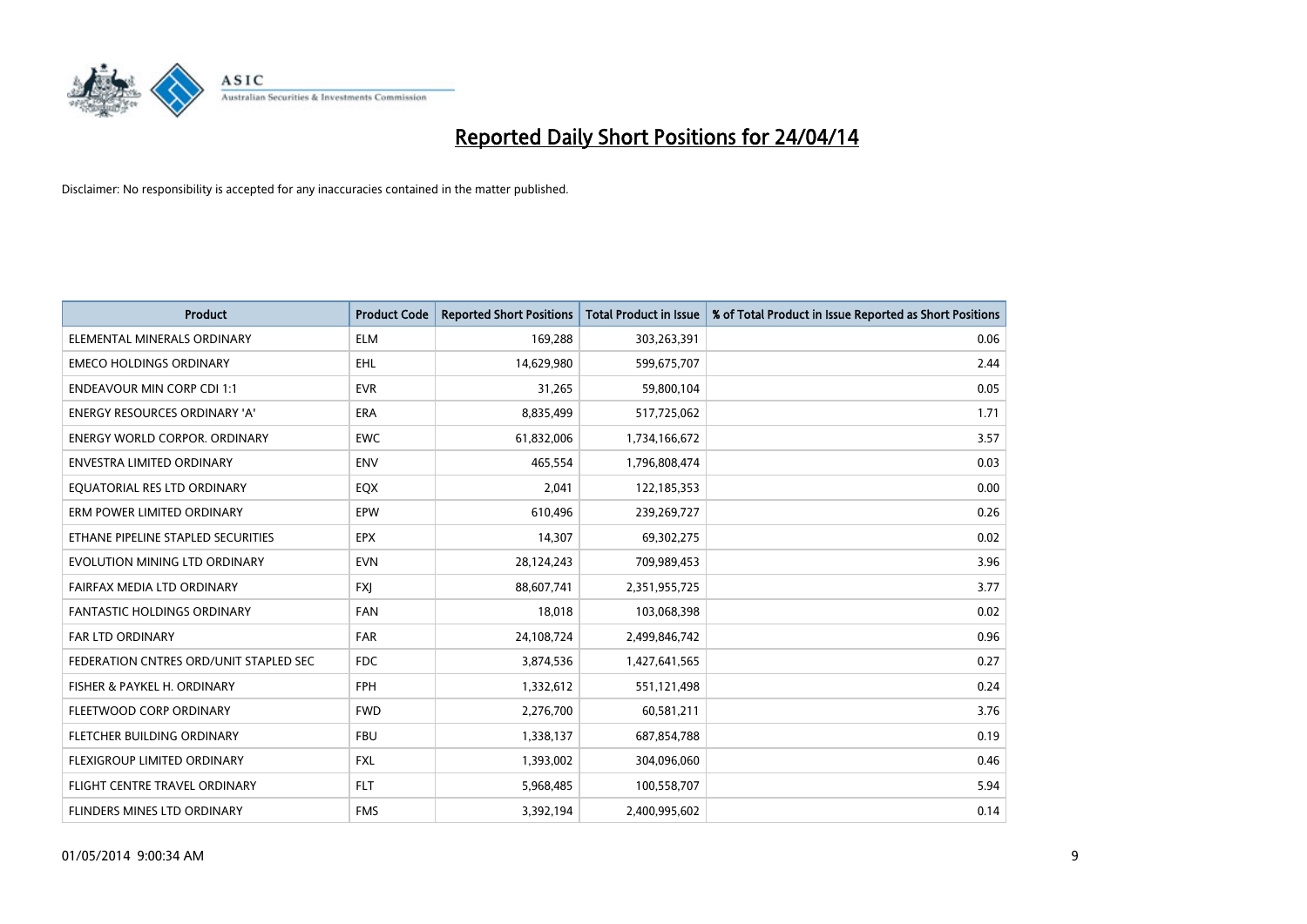# Reported Daily Short Positions for 24/04/14

Disclaimer: No responsibility is accepted for any inaccuracies contained in the matter published.

| Product | Product Code | Reported Short Positions | Total Product in Issue | % of Total Product in Issue Reported as Short Positions |
|---|---|---|---|---|
| ELEMENTAL MINERALS ORDINARY | ELM | 169,288 | 303,263,391 | 0.06 |
| EMECO HOLDINGS ORDINARY | EHL | 14,629,980 | 599,675,707 | 2.44 |
| ENDEAVOUR MIN CORP CDI 1:1 | EVR | 31,265 | 59,800,104 | 0.05 |
| ENERGY RESOURCES ORDINARY 'A' | ERA | 8,835,499 | 517,725,062 | 1.71 |
| ENERGY WORLD CORPOR. ORDINARY | EWC | 61,832,006 | 1,734,166,672 | 3.57 |
| ENVESTRA LIMITED ORDINARY | ENV | 465,554 | 1,796,808,474 | 0.03 |
| EQUATORIAL RES LTD ORDINARY | EQX | 2,041 | 122,185,353 | 0.00 |
| ERM POWER LIMITED ORDINARY | EPW | 610,496 | 239,269,727 | 0.26 |
| ETHANE PIPELINE STAPLED SECURITIES | EPX | 14,307 | 69,302,275 | 0.02 |
| EVOLUTION MINING LTD ORDINARY | EVN | 28,124,243 | 709,989,453 | 3.96 |
| FAIRFAX MEDIA LTD ORDINARY | FXJ | 88,607,741 | 2,351,955,725 | 3.77 |
| FANTASTIC HOLDINGS ORDINARY | FAN | 18,018 | 103,068,398 | 0.02 |
| FAR LTD ORDINARY | FAR | 24,108,724 | 2,499,846,742 | 0.96 |
| FEDERATION CNTRES ORD/UNIT STAPLED SEC | FDC | 3,874,536 | 1,427,641,565 | 0.27 |
| FISHER & PAYKEL H. ORDINARY | FPH | 1,332,612 | 551,121,498 | 0.24 |
| FLEETWOOD CORP ORDINARY | FWD | 2,276,700 | 60,581,211 | 3.76 |
| FLETCHER BUILDING ORDINARY | FBU | 1,338,137 | 687,854,788 | 0.19 |
| FLEXIGROUP LIMITED ORDINARY | FXL | 1,393,002 | 304,096,060 | 0.46 |
| FLIGHT CENTRE TRAVEL ORDINARY | FLT | 5,968,485 | 100,558,707 | 5.94 |
| FLINDERS MINES LTD ORDINARY | FMS | 3,392,194 | 2,400,995,602 | 0.14 |

01/05/2014 9:00:34 AM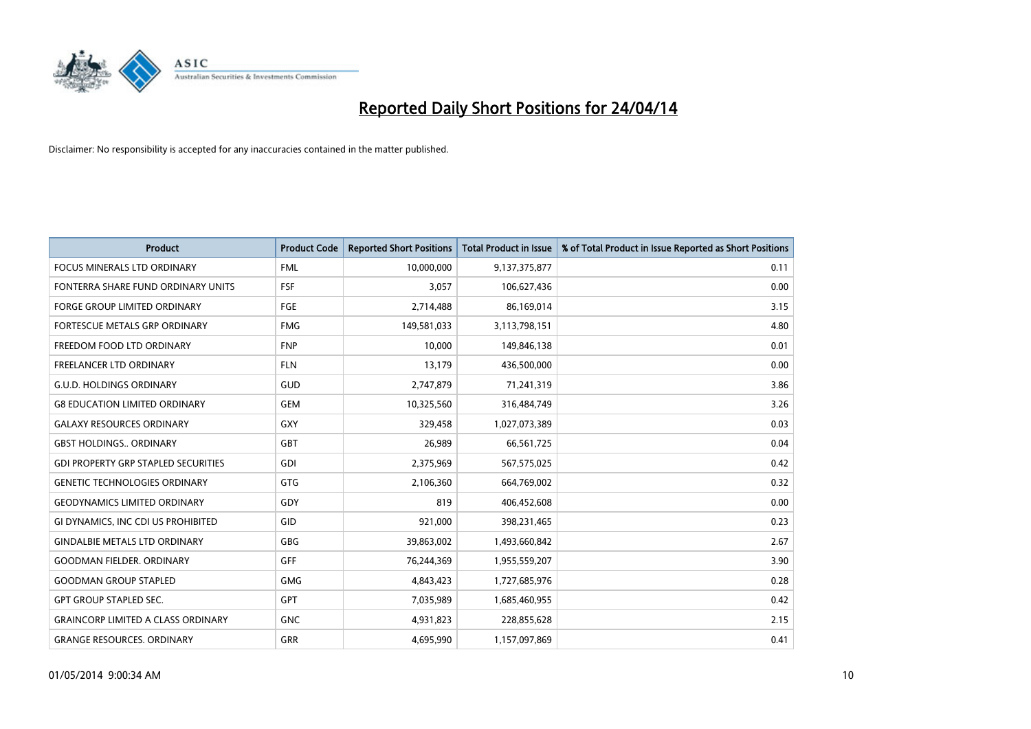# Reported Daily Short Positions for 24/04/14

Disclaimer: No responsibility is accepted for any inaccuracies contained in the matter published.

| Product | Product Code | Reported Short Positions | Total Product in Issue | % of Total Product in Issue Reported as Short Positions |
|---|---|---|---|---|
| FOCUS MINERALS LTD ORDINARY | FML | 10,000,000 | 9,137,375,877 | 0.11 |
| FONTERRA SHARE FUND ORDINARY UNITS | FSF | 3,057 | 106,627,436 | 0.00 |
| FORGE GROUP LIMITED ORDINARY | FGE | 2,714,488 | 86,169,014 | 3.15 |
| FORTESCUE METALS GRP ORDINARY | FMG | 149,581,033 | 3,113,798,151 | 4.80 |
| FREEDOM FOOD LTD ORDINARY | FNP | 10,000 | 149,846,138 | 0.01 |
| FREELANCER LTD ORDINARY | FLN | 13,179 | 436,500,000 | 0.00 |
| G.U.D. HOLDINGS ORDINARY | GUD | 2,747,879 | 71,241,319 | 3.86 |
| G8 EDUCATION LIMITED ORDINARY | GEM | 10,325,560 | 316,484,749 | 3.26 |
| GALAXY RESOURCES ORDINARY | GXY | 329,458 | 1,027,073,389 | 0.03 |
| GBST HOLDINGS.. ORDINARY | GBT | 26,989 | 66,561,725 | 0.04 |
| GDI PROPERTY GRP STAPLED SECURITIES | GDI | 2,375,969 | 567,575,025 | 0.42 |
| GENETIC TECHNOLOGIES ORDINARY | GTG | 2,106,360 | 664,769,002 | 0.32 |
| GEODYNAMICS LIMITED ORDINARY | GDY | 819 | 406,452,608 | 0.00 |
| GI DYNAMICS, INC CDI US PROHIBITED | GID | 921,000 | 398,231,465 | 0.23 |
| GINDALBIE METALS LTD ORDINARY | GBG | 39,863,002 | 1,493,660,842 | 2.67 |
| GOODMAN FIELDER. ORDINARY | GFF | 76,244,369 | 1,955,559,207 | 3.90 |
| GOODMAN GROUP STAPLED | GMG | 4,843,423 | 1,727,685,976 | 0.28 |
| GPT GROUP STAPLED SEC. | GPT | 7,035,989 | 1,685,460,955 | 0.42 |
| GRAINCORP LIMITED A CLASS ORDINARY | GNC | 4,931,823 | 228,855,628 | 2.15 |
| GRANGE RESOURCES. ORDINARY | GRR | 4,695,990 | 1,157,097,869 | 0.41 |

01/05/2014 9:00:34 AM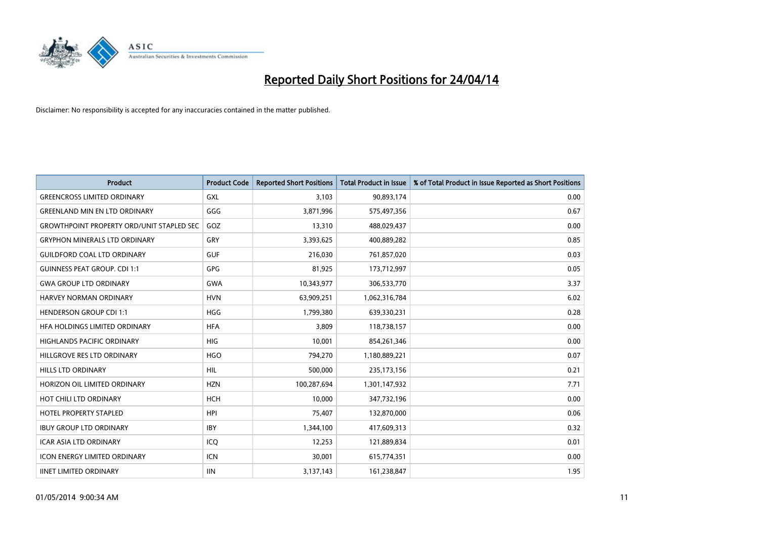# Reported Daily Short Positions for 24/04/14

Disclaimer: No responsibility is accepted for any inaccuracies contained in the matter published.

| Product | Product Code | Reported Short Positions | Total Product in Issue | % of Total Product in Issue Reported as Short Positions |
|---|---|---|---|---|
| GREENCROSS LIMITED ORDINARY | GXL | 3,103 | 90,893,174 | 0.00 |
| GREENLAND MIN EN LTD ORDINARY | GGG | 3,871,996 | 575,497,356 | 0.67 |
| GROWTHPOINT PROPERTY ORD/UNIT STAPLED SEC | GOZ | 13,310 | 488,029,437 | 0.00 |
| GRYPHON MINERALS LTD ORDINARY | GRY | 3,393,625 | 400,889,282 | 0.85 |
| GUILDFORD COAL LTD ORDINARY | GUF | 216,030 | 761,857,020 | 0.03 |
| GUINNESS PEAT GROUP. CDI 1:1 | GPG | 81,925 | 173,712,997 | 0.05 |
| GWA GROUP LTD ORDINARY | GWA | 10,343,977 | 306,533,770 | 3.37 |
| HARVEY NORMAN ORDINARY | HVN | 63,909,251 | 1,062,316,784 | 6.02 |
| HENDERSON GROUP CDI 1:1 | HGG | 1,799,380 | 639,330,231 | 0.28 |
| HFA HOLDINGS LIMITED ORDINARY | HFA | 3,809 | 118,738,157 | 0.00 |
| HIGHLANDS PACIFIC ORDINARY | HIG | 10,001 | 854,261,346 | 0.00 |
| HILLGROVE RES LTD ORDINARY | HGO | 794,270 | 1,180,889,221 | 0.07 |
| HILLS LTD ORDINARY | HIL | 500,000 | 235,173,156 | 0.21 |
| HORIZON OIL LIMITED ORDINARY | HZN | 100,287,694 | 1,301,147,932 | 7.71 |
| HOT CHILI LTD ORDINARY | HCH | 10,000 | 347,732,196 | 0.00 |
| HOTEL PROPERTY STAPLED | HPI | 75,407 | 132,870,000 | 0.06 |
| IBUY GROUP LTD ORDINARY | IBY | 1,344,100 | 417,609,313 | 0.32 |
| ICAR ASIA LTD ORDINARY | ICQ | 12,253 | 121,889,834 | 0.01 |
| ICON ENERGY LIMITED ORDINARY | ICN | 30,001 | 615,774,351 | 0.00 |
| IINET LIMITED ORDINARY | IIN | 3,137,143 | 161,238,847 | 1.95 |

01/05/2014 9:00:34 AM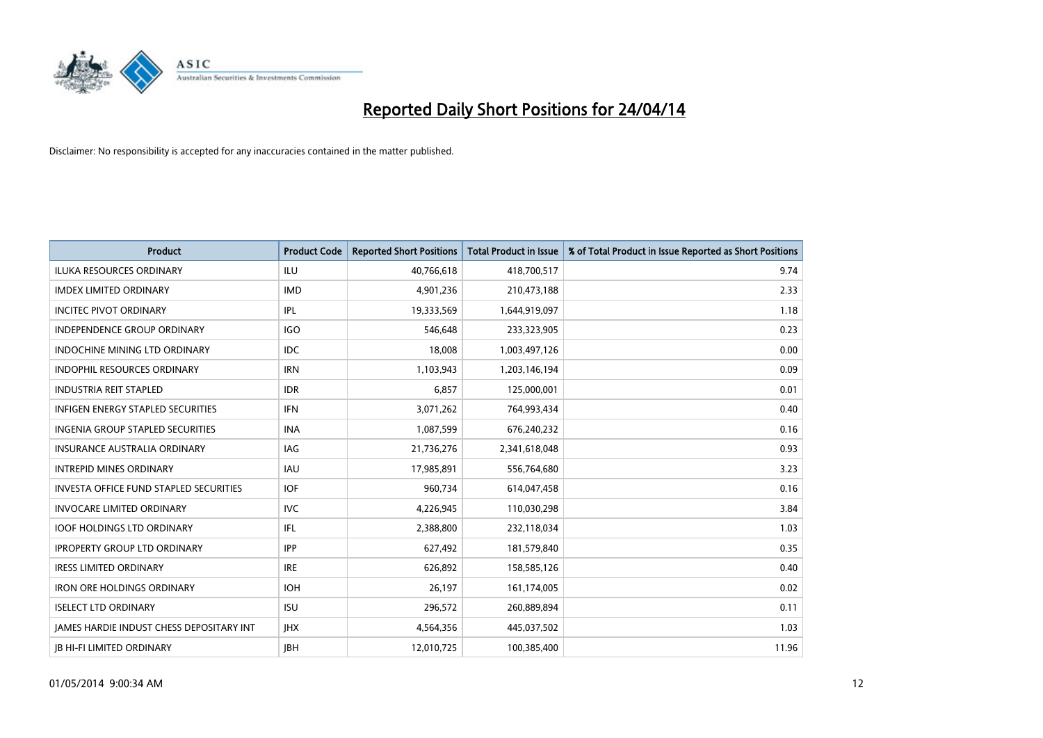# Reported Daily Short Positions for 24/04/14

Disclaimer: No responsibility is accepted for any inaccuracies contained in the matter published.

| Product | Product Code | Reported Short Positions | Total Product in Issue | % of Total Product in Issue Reported as Short Positions |
|---|---|---|---|---|
| ILUKA RESOURCES ORDINARY | ILU | 40,766,618 | 418,700,517 | 9.74 |
| IMDEX LIMITED ORDINARY | IMD | 4,901,236 | 210,473,188 | 2.33 |
| INCITEC PIVOT ORDINARY | IPL | 19,333,569 | 1,644,919,097 | 1.18 |
| INDEPENDENCE GROUP ORDINARY | IGO | 546,648 | 233,323,905 | 0.23 |
| INDOCHINE MINING LTD ORDINARY | IDC | 18,008 | 1,003,497,126 | 0.00 |
| INDOPHIL RESOURCES ORDINARY | IRN | 1,103,943 | 1,203,146,194 | 0.09 |
| INDUSTRIA REIT STAPLED | IDR | 6,857 | 125,000,001 | 0.01 |
| INFIGEN ENERGY STAPLED SECURITIES | IFN | 3,071,262 | 764,993,434 | 0.40 |
| INGENIA GROUP STAPLED SECURITIES | INA | 1,087,599 | 676,240,232 | 0.16 |
| INSURANCE AUSTRALIA ORDINARY | IAG | 21,736,276 | 2,341,618,048 | 0.93 |
| INTREPID MINES ORDINARY | IAU | 17,985,891 | 556,764,680 | 3.23 |
| INVESTA OFFICE FUND STAPLED SECURITIES | IOF | 960,734 | 614,047,458 | 0.16 |
| INVOCARE LIMITED ORDINARY | IVC | 4,226,945 | 110,030,298 | 3.84 |
| IOOF HOLDINGS LTD ORDINARY | IFL | 2,388,800 | 232,118,034 | 1.03 |
| IPROPERTY GROUP LTD ORDINARY | IPP | 627,492 | 181,579,840 | 0.35 |
| IRESS LIMITED ORDINARY | IRE | 626,892 | 158,585,126 | 0.40 |
| IRON ORE HOLDINGS ORDINARY | IOH | 26,197 | 161,174,005 | 0.02 |
| ISELECT LTD ORDINARY | ISU | 296,572 | 260,889,894 | 0.11 |
| JAMES HARDIE INDUST CHESS DEPOSITARY INT | JHX | 4,564,356 | 445,037,502 | 1.03 |
| JB HI-FI LIMITED ORDINARY | JBH | 12,010,725 | 100,385,400 | 11.96 |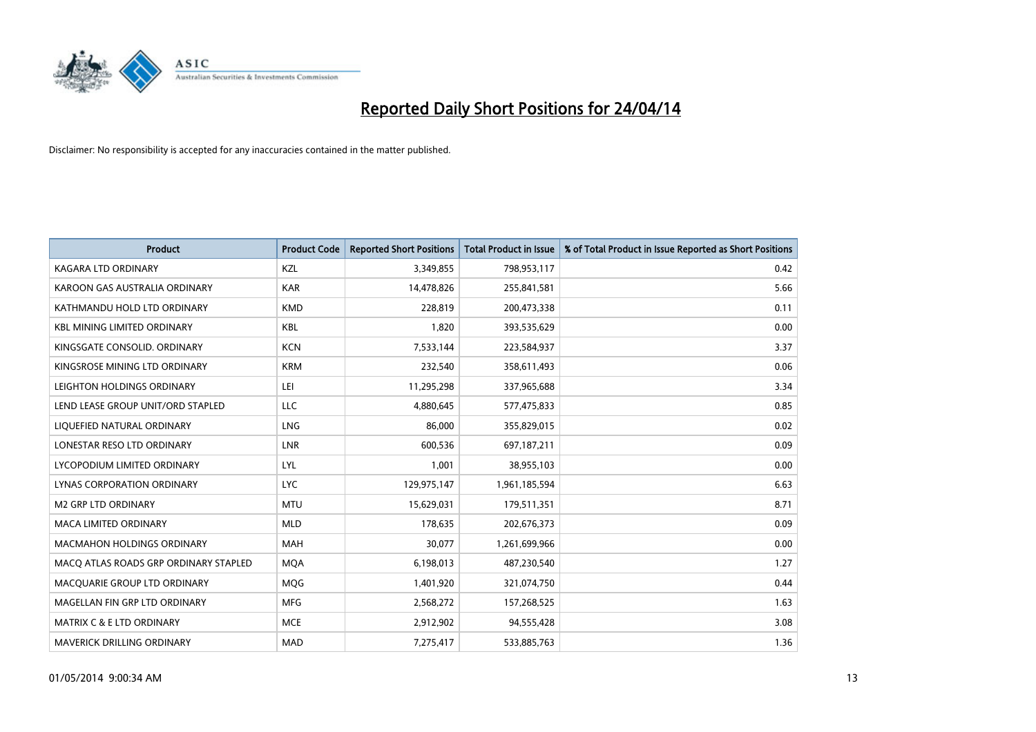# Reported Daily Short Positions for 24/04/14

Disclaimer: No responsibility is accepted for any inaccuracies contained in the matter published.

| Product | Product Code | Reported Short Positions | Total Product in Issue | % of Total Product in Issue Reported as Short Positions |
| --- | --- | --- | --- | --- |
| KAGARA LTD ORDINARY | KZL | 3,349,855 | 798,953,117 | 0.42 |
| KAROON GAS AUSTRALIA ORDINARY | KAR | 14,478,826 | 255,841,581 | 5.66 |
| KATHMANDU HOLD LTD ORDINARY | KMD | 228,819 | 200,473,338 | 0.11 |
| KBL MINING LIMITED ORDINARY | KBL | 1,820 | 393,535,629 | 0.00 |
| KINGSGATE CONSOLID. ORDINARY | KCN | 7,533,144 | 223,584,937 | 3.37 |
| KINGSROSE MINING LTD ORDINARY | KRM | 232,540 | 358,611,493 | 0.06 |
| LEIGHTON HOLDINGS ORDINARY | LEI | 11,295,298 | 337,965,688 | 3.34 |
| LEND LEASE GROUP UNIT/ORD STAPLED | LLC | 4,880,645 | 577,475,833 | 0.85 |
| LIQUEFIED NATURAL ORDINARY | LNG | 86,000 | 355,829,015 | 0.02 |
| LONESTAR RESO LTD ORDINARY | LNR | 600,536 | 697,187,211 | 0.09 |
| LYCOPODIUM LIMITED ORDINARY | LYL | 1,001 | 38,955,103 | 0.00 |
| LYNAS CORPORATION ORDINARY | LYC | 129,975,147 | 1,961,185,594 | 6.63 |
| M2 GRP LTD ORDINARY | MTU | 15,629,031 | 179,511,351 | 8.71 |
| MACA LIMITED ORDINARY | MLD | 178,635 | 202,676,373 | 0.09 |
| MACMAHON HOLDINGS ORDINARY | MAH | 30,077 | 1,261,699,966 | 0.00 |
| MACQ ATLAS ROADS GRP ORDINARY STAPLED | MQA | 6,198,013 | 487,230,540 | 1.27 |
| MACQUARIE GROUP LTD ORDINARY | MQG | 1,401,920 | 321,074,750 | 0.44 |
| MAGELLAN FIN GRP LTD ORDINARY | MFG | 2,568,272 | 157,268,525 | 1.63 |
| MATRIX C & E LTD ORDINARY | MCE | 2,912,902 | 94,555,428 | 3.08 |
| MAVERICK DRILLING ORDINARY | MAD | 7,275,417 | 533,885,763 | 1.36 |

01/05/2014 9:00:34 AM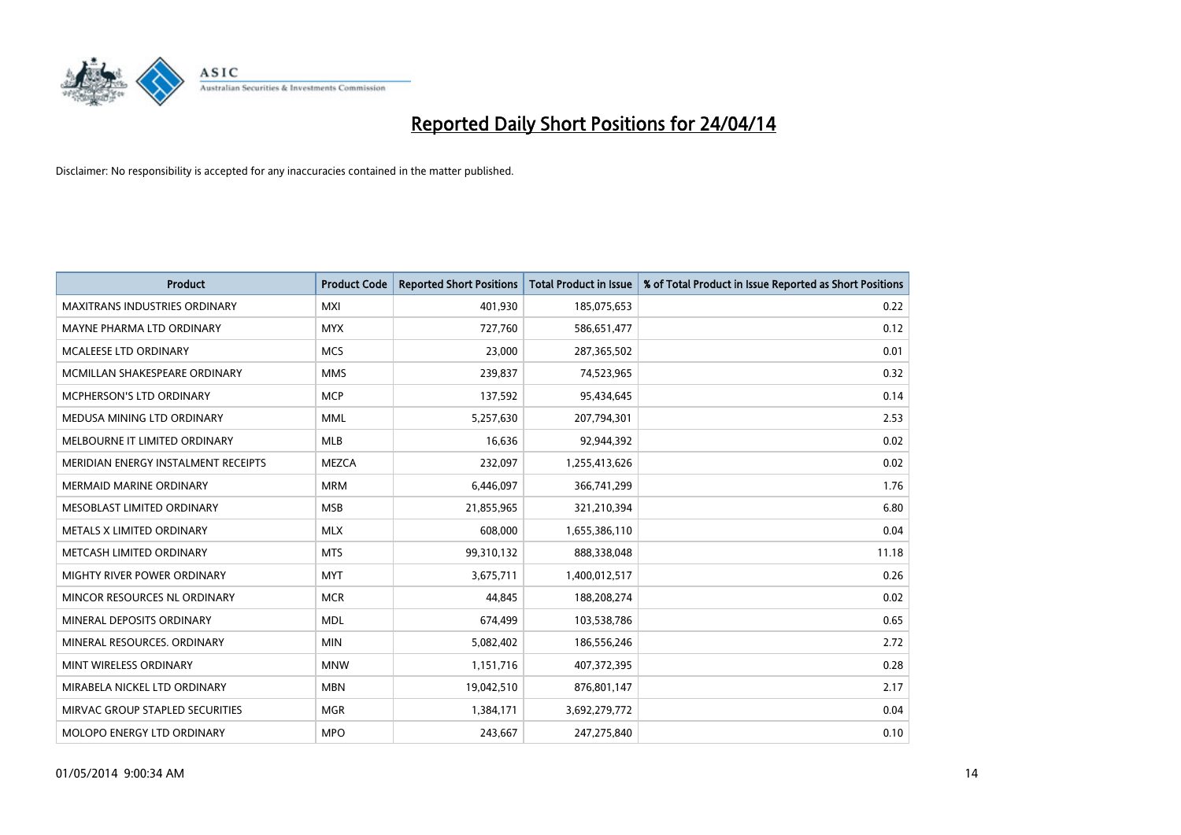# Reported Daily Short Positions for 24/04/14

Disclaimer: No responsibility is accepted for any inaccuracies contained in the matter published.

| Product | Product Code | Reported Short Positions | Total Product in Issue | % of Total Product in Issue Reported as Short Positions |
|---|---|---|---|---|
| MAXITRANS INDUSTRIES ORDINARY | MXI | 401,930 | 185,075,653 | 0.22 |
| MAYNE PHARMA LTD ORDINARY | MYX | 727,760 | 586,651,477 | 0.12 |
| MCALEESE LTD ORDINARY | MCS | 23,000 | 287,365,502 | 0.01 |
| MCMILLAN SHAKESPEARE ORDINARY | MMS | 239,837 | 74,523,965 | 0.32 |
| MCPHERSON'S LTD ORDINARY | MCP | 137,592 | 95,434,645 | 0.14 |
| MEDUSA MINING LTD ORDINARY | MML | 5,257,630 | 207,794,301 | 2.53 |
| MELBOURNE IT LIMITED ORDINARY | MLB | 16,636 | 92,944,392 | 0.02 |
| MERIDIAN ENERGY INSTALMENT RECEIPTS | MEZCA | 232,097 | 1,255,413,626 | 0.02 |
| MERMAID MARINE ORDINARY | MRM | 6,446,097 | 366,741,299 | 1.76 |
| MESOBLAST LIMITED ORDINARY | MSB | 21,855,965 | 321,210,394 | 6.80 |
| METALS X LIMITED ORDINARY | MLX | 608,000 | 1,655,386,110 | 0.04 |
| METCASH LIMITED ORDINARY | MTS | 99,310,132 | 888,338,048 | 11.18 |
| MIGHTY RIVER POWER ORDINARY | MYT | 3,675,711 | 1,400,012,517 | 0.26 |
| MINCOR RESOURCES NL ORDINARY | MCR | 44,845 | 188,208,274 | 0.02 |
| MINERAL DEPOSITS ORDINARY | MDL | 674,499 | 103,538,786 | 0.65 |
| MINERAL RESOURCES. ORDINARY | MIN | 5,082,402 | 186,556,246 | 2.72 |
| MINT WIRELESS ORDINARY | MNW | 1,151,716 | 407,372,395 | 0.28 |
| MIRABELA NICKEL LTD ORDINARY | MBN | 19,042,510 | 876,801,147 | 2.17 |
| MIRVAC GROUP STAPLED SECURITIES | MGR | 1,384,171 | 3,692,279,772 | 0.04 |
| MOLOPO ENERGY LTD ORDINARY | MPO | 243,667 | 247,275,840 | 0.10 |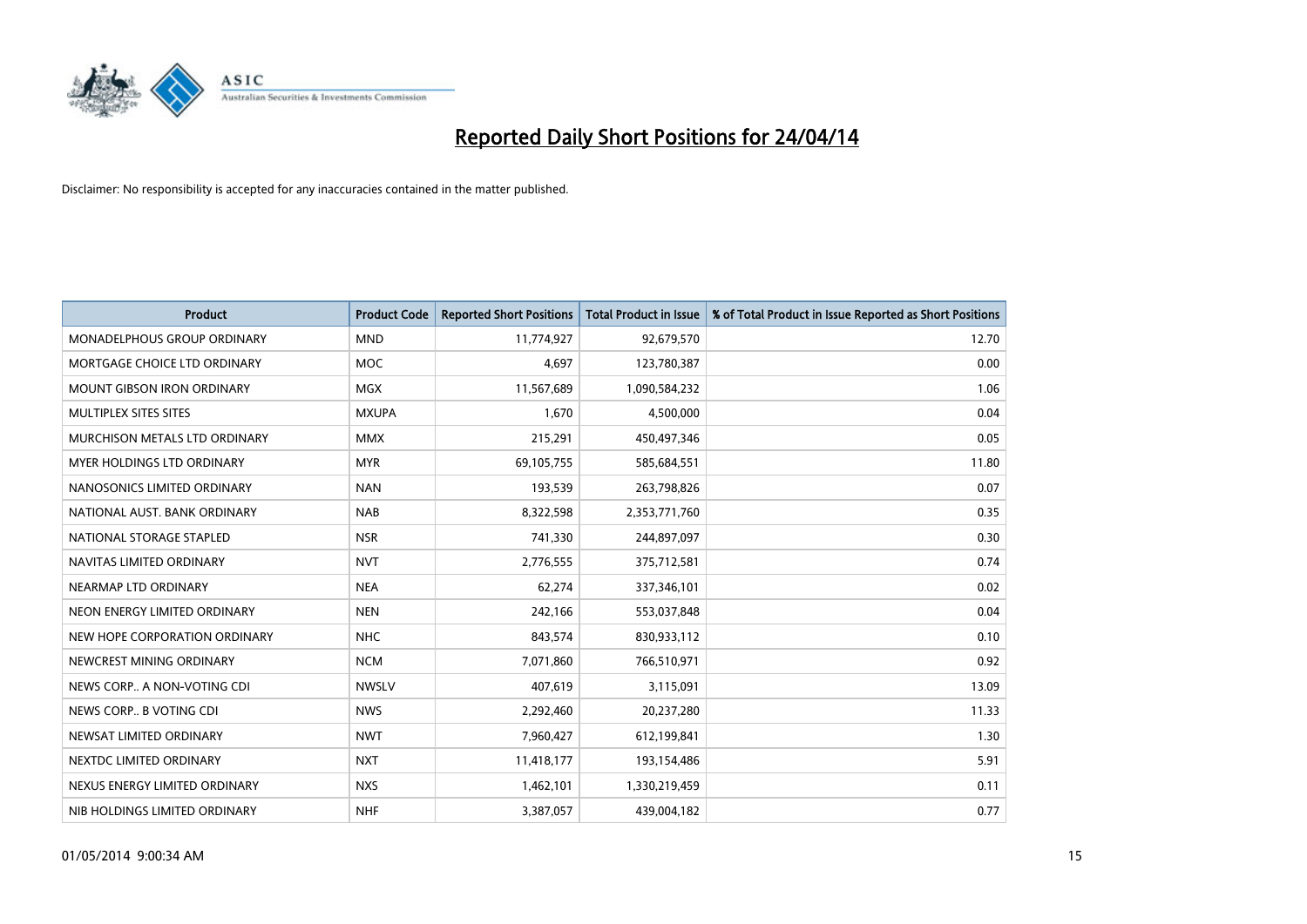# Reported Daily Short Positions for 24/04/14

Disclaimer: No responsibility is accepted for any inaccuracies contained in the matter published.

| Product | Product Code | Reported Short Positions | Total Product in Issue | % of Total Product in Issue Reported as Short Positions |
|---|---|---|---|---|
| MONADELPHOUS GROUP ORDINARY | MND | 11,774,927 | 92,679,570 | 12.70 |
| MORTGAGE CHOICE LTD ORDINARY | MOC | 4,697 | 123,780,387 | 0.00 |
| MOUNT GIBSON IRON ORDINARY | MGX | 11,567,689 | 1,090,584,232 | 1.06 |
| MULTIPLEX SITES SITES | MXUPA | 1,670 | 4,500,000 | 0.04 |
| MURCHISON METALS LTD ORDINARY | MMX | 215,291 | 450,497,346 | 0.05 |
| MYER HOLDINGS LTD ORDINARY | MYR | 69,105,755 | 585,684,551 | 11.80 |
| NANOSONICS LIMITED ORDINARY | NAN | 193,539 | 263,798,826 | 0.07 |
| NATIONAL AUST. BANK ORDINARY | NAB | 8,322,598 | 2,353,771,760 | 0.35 |
| NATIONAL STORAGE STAPLED | NSR | 741,330 | 244,897,097 | 0.30 |
| NAVITAS LIMITED ORDINARY | NVT | 2,776,555 | 375,712,581 | 0.74 |
| NEARMAP LTD ORDINARY | NEA | 62,274 | 337,346,101 | 0.02 |
| NEON ENERGY LIMITED ORDINARY | NEN | 242,166 | 553,037,848 | 0.04 |
| NEW HOPE CORPORATION ORDINARY | NHC | 843,574 | 830,933,112 | 0.10 |
| NEWCREST MINING ORDINARY | NCM | 7,071,860 | 766,510,971 | 0.92 |
| NEWS CORP.. A NON-VOTING CDI | NWSLV | 407,619 | 3,115,091 | 13.09 |
| NEWS CORP.. B VOTING CDI | NWS | 2,292,460 | 20,237,280 | 11.33 |
| NEWSAT LIMITED ORDINARY | NWT | 7,960,427 | 612,199,841 | 1.30 |
| NEXTDC LIMITED ORDINARY | NXT | 11,418,177 | 193,154,486 | 5.91 |
| NEXUS ENERGY LIMITED ORDINARY | NXS | 1,462,101 | 1,330,219,459 | 0.11 |
| NIB HOLDINGS LIMITED ORDINARY | NHF | 3,387,057 | 439,004,182 | 0.77 |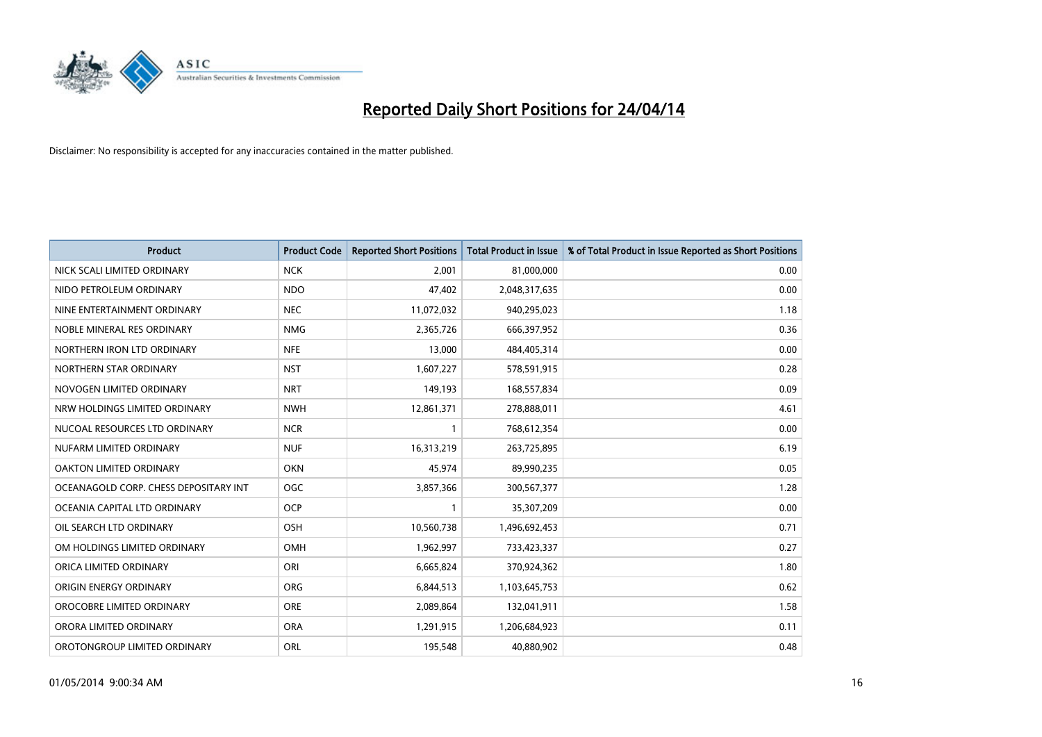# Reported Daily Short Positions for 24/04/14

Disclaimer: No responsibility is accepted for any inaccuracies contained in the matter published.

| Product | Product Code | Reported Short Positions | Total Product in Issue | % of Total Product in Issue Reported as Short Positions |
|---|---|---|---|---|
| NICK SCALI LIMITED ORDINARY | NCK | 2,001 | 81,000,000 | 0.00 |
| NIDO PETROLEUM ORDINARY | NDO | 47,402 | 2,048,317,635 | 0.00 |
| NINE ENTERTAINMENT ORDINARY | NEC | 11,072,032 | 940,295,023 | 1.18 |
| NOBLE MINERAL RES ORDINARY | NMG | 2,365,726 | 666,397,952 | 0.36 |
| NORTHERN IRON LTD ORDINARY | NFE | 13,000 | 484,405,314 | 0.00 |
| NORTHERN STAR ORDINARY | NST | 1,607,227 | 578,591,915 | 0.28 |
| NOVOGEN LIMITED ORDINARY | NRT | 149,193 | 168,557,834 | 0.09 |
| NRW HOLDINGS LIMITED ORDINARY | NWH | 12,861,371 | 278,888,011 | 4.61 |
| NUCOAL RESOURCES LTD ORDINARY | NCR | 1 | 768,612,354 | 0.00 |
| NUFARM LIMITED ORDINARY | NUF | 16,313,219 | 263,725,895 | 6.19 |
| OAKTON LIMITED ORDINARY | OKN | 45,974 | 89,990,235 | 0.05 |
| OCEANAGOLD CORP. CHESS DEPOSITARY INT | OGC | 3,857,366 | 300,567,377 | 1.28 |
| OCEANIA CAPITAL LTD ORDINARY | OCP | 1 | 35,307,209 | 0.00 |
| OIL SEARCH LTD ORDINARY | OSH | 10,560,738 | 1,496,692,453 | 0.71 |
| OM HOLDINGS LIMITED ORDINARY | OMH | 1,962,997 | 733,423,337 | 0.27 |
| ORICA LIMITED ORDINARY | ORI | 6,665,824 | 370,924,362 | 1.80 |
| ORIGIN ENERGY ORDINARY | ORG | 6,844,513 | 1,103,645,753 | 0.62 |
| OROCOBRE LIMITED ORDINARY | ORE | 2,089,864 | 132,041,911 | 1.58 |
| ORORA LIMITED ORDINARY | ORA | 1,291,915 | 1,206,684,923 | 0.11 |
| OROTONGROUP LIMITED ORDINARY | ORL | 195,548 | 40,880,902 | 0.48 |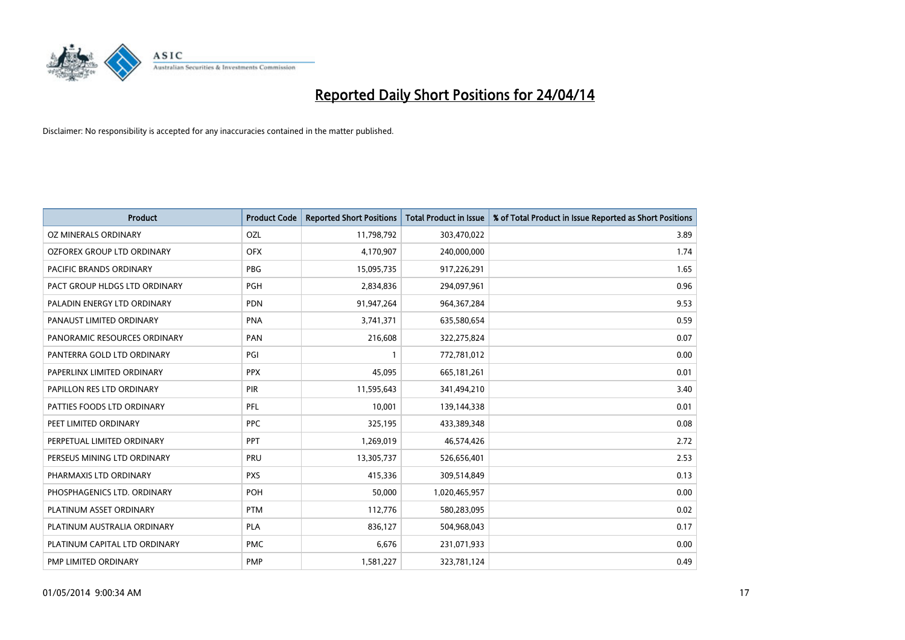# Reported Daily Short Positions for 24/04/14

Disclaimer: No responsibility is accepted for any inaccuracies contained in the matter published.

| Product | Product Code | Reported Short Positions | Total Product in Issue | % of Total Product in Issue Reported as Short Positions |
|---|---|---|---|---|
| OZ MINERALS ORDINARY | OZL | 11,798,792 | 303,470,022 | 3.89 |
| OZFOREX GROUP LTD ORDINARY | OFX | 4,170,907 | 240,000,000 | 1.74 |
| PACIFIC BRANDS ORDINARY | PBG | 15,095,735 | 917,226,291 | 1.65 |
| PACT GROUP HLDGS LTD ORDINARY | PGH | 2,834,836 | 294,097,961 | 0.96 |
| PALADIN ENERGY LTD ORDINARY | PDN | 91,947,264 | 964,367,284 | 9.53 |
| PANAUST LIMITED ORDINARY | PNA | 3,741,371 | 635,580,654 | 0.59 |
| PANORAMIC RESOURCES ORDINARY | PAN | 216,608 | 322,275,824 | 0.07 |
| PANTERRA GOLD LTD ORDINARY | PGI | 1 | 772,781,012 | 0.00 |
| PAPERLINX LIMITED ORDINARY | PPX | 45,095 | 665,181,261 | 0.01 |
| PAPILLON RES LTD ORDINARY | PIR | 11,595,643 | 341,494,210 | 3.40 |
| PATTIES FOODS LTD ORDINARY | PFL | 10,001 | 139,144,338 | 0.01 |
| PEET LIMITED ORDINARY | PPC | 325,195 | 433,389,348 | 0.08 |
| PERPETUAL LIMITED ORDINARY | PPT | 1,269,019 | 46,574,426 | 2.72 |
| PERSEUS MINING LTD ORDINARY | PRU | 13,305,737 | 526,656,401 | 2.53 |
| PHARMAXIS LTD ORDINARY | PXS | 415,336 | 309,514,849 | 0.13 |
| PHOSPHAGENICS LTD. ORDINARY | POH | 50,000 | 1,020,465,957 | 0.00 |
| PLATINUM ASSET ORDINARY | PTM | 112,776 | 580,283,095 | 0.02 |
| PLATINUM AUSTRALIA ORDINARY | PLA | 836,127 | 504,968,043 | 0.17 |
| PLATINUM CAPITAL LTD ORDINARY | PMC | 6,676 | 231,071,933 | 0.00 |
| PMP LIMITED ORDINARY | PMP | 1,581,227 | 323,781,124 | 0.49 |

01/05/2014 9:00:34 AM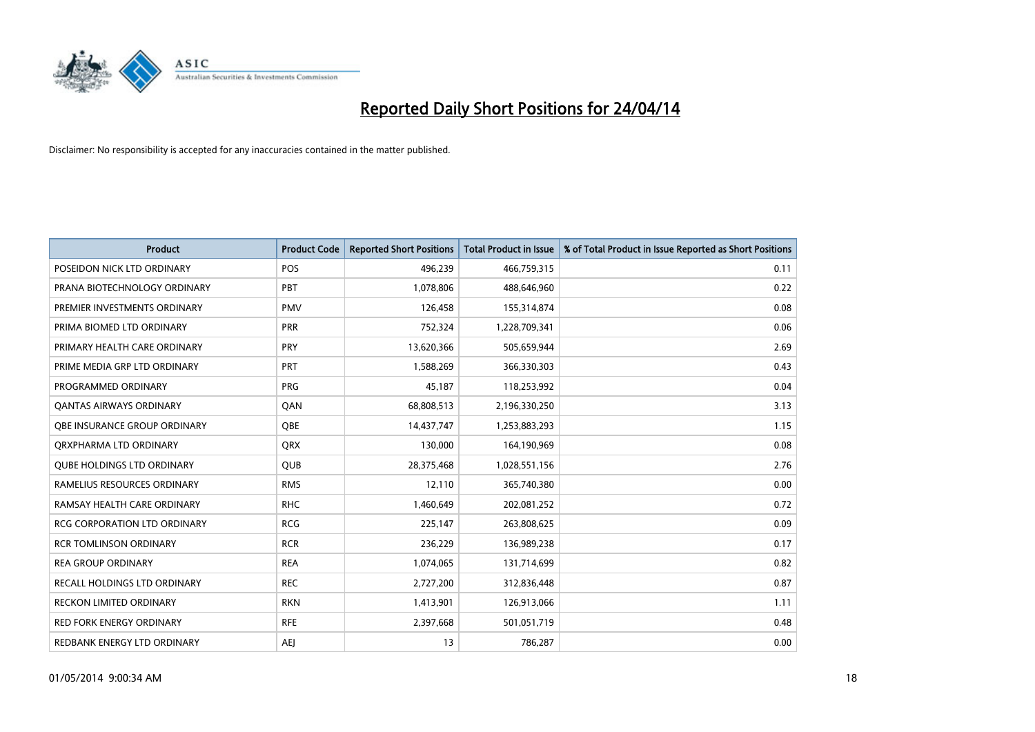# Reported Daily Short Positions for 24/04/14

Disclaimer: No responsibility is accepted for any inaccuracies contained in the matter published.

| Product | Product Code | Reported Short Positions | Total Product in Issue | % of Total Product in Issue Reported as Short Positions |
|---|---|---|---|---|
| POSEIDON NICK LTD ORDINARY | POS | 496,239 | 466,759,315 | 0.11 |
| PRANA BIOTECHNOLOGY ORDINARY | PBT | 1,078,806 | 488,646,960 | 0.22 |
| PREMIER INVESTMENTS ORDINARY | PMV | 126,458 | 155,314,874 | 0.08 |
| PRIMA BIOMED LTD ORDINARY | PRR | 752,324 | 1,228,709,341 | 0.06 |
| PRIMARY HEALTH CARE ORDINARY | PRY | 13,620,366 | 505,659,944 | 2.69 |
| PRIME MEDIA GRP LTD ORDINARY | PRT | 1,588,269 | 366,330,303 | 0.43 |
| PROGRAMMED ORDINARY | PRG | 45,187 | 118,253,992 | 0.04 |
| QANTAS AIRWAYS ORDINARY | QAN | 68,808,513 | 2,196,330,250 | 3.13 |
| QBE INSURANCE GROUP ORDINARY | QBE | 14,437,747 | 1,253,883,293 | 1.15 |
| QRXPHARMA LTD ORDINARY | QRX | 130,000 | 164,190,969 | 0.08 |
| QUBE HOLDINGS LTD ORDINARY | QUB | 28,375,468 | 1,028,551,156 | 2.76 |
| RAMELIUS RESOURCES ORDINARY | RMS | 12,110 | 365,740,380 | 0.00 |
| RAMSAY HEALTH CARE ORDINARY | RHC | 1,460,649 | 202,081,252 | 0.72 |
| RCG CORPORATION LTD ORDINARY | RCG | 225,147 | 263,808,625 | 0.09 |
| RCR TOMLINSON ORDINARY | RCR | 236,229 | 136,989,238 | 0.17 |
| REA GROUP ORDINARY | REA | 1,074,065 | 131,714,699 | 0.82 |
| RECALL HOLDINGS LTD ORDINARY | REC | 2,727,200 | 312,836,448 | 0.87 |
| RECKON LIMITED ORDINARY | RKN | 1,413,901 | 126,913,066 | 1.11 |
| RED FORK ENERGY ORDINARY | RFE | 2,397,668 | 501,051,719 | 0.48 |
| REDBANK ENERGY LTD ORDINARY | AEJ | 13 | 786,287 | 0.00 |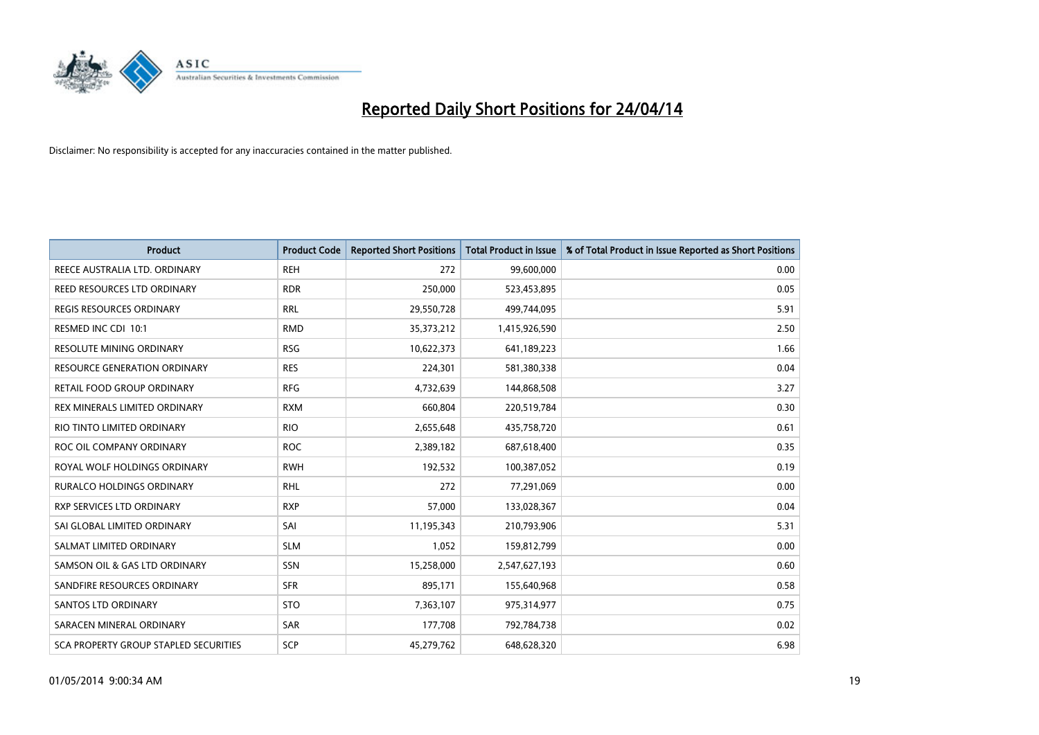# Reported Daily Short Positions for 24/04/14

Disclaimer: No responsibility is accepted for any inaccuracies contained in the matter published.

| Product | Product Code | Reported Short Positions | Total Product in Issue | % of Total Product in Issue Reported as Short Positions |
| --- | --- | --- | --- | --- |
| REECE AUSTRALIA LTD. ORDINARY | REH | 272 | 99,600,000 | 0.00 |
| REED RESOURCES LTD ORDINARY | RDR | 250,000 | 523,453,895 | 0.05 |
| REGIS RESOURCES ORDINARY | RRL | 29,550,728 | 499,744,095 | 5.91 |
| RESMED INC CDI 10:1 | RMD | 35,373,212 | 1,415,926,590 | 2.50 |
| RESOLUTE MINING ORDINARY | RSG | 10,622,373 | 641,189,223 | 1.66 |
| RESOURCE GENERATION ORDINARY | RES | 224,301 | 581,380,338 | 0.04 |
| RETAIL FOOD GROUP ORDINARY | RFG | 4,732,639 | 144,868,508 | 3.27 |
| REX MINERALS LIMITED ORDINARY | RXM | 660,804 | 220,519,784 | 0.30 |
| RIO TINTO LIMITED ORDINARY | RIO | 2,655,648 | 435,758,720 | 0.61 |
| ROC OIL COMPANY ORDINARY | ROC | 2,389,182 | 687,618,400 | 0.35 |
| ROYAL WOLF HOLDINGS ORDINARY | RWH | 192,532 | 100,387,052 | 0.19 |
| RURALCO HOLDINGS ORDINARY | RHL | 272 | 77,291,069 | 0.00 |
| RXP SERVICES LTD ORDINARY | RXP | 57,000 | 133,028,367 | 0.04 |
| SAI GLOBAL LIMITED ORDINARY | SAI | 11,195,343 | 210,793,906 | 5.31 |
| SALMAT LIMITED ORDINARY | SLM | 1,052 | 159,812,799 | 0.00 |
| SAMSON OIL & GAS LTD ORDINARY | SSN | 15,258,000 | 2,547,627,193 | 0.60 |
| SANDFIRE RESOURCES ORDINARY | SFR | 895,171 | 155,640,968 | 0.58 |
| SANTOS LTD ORDINARY | STO | 7,363,107 | 975,314,977 | 0.75 |
| SARACEN MINERAL ORDINARY | SAR | 177,708 | 792,784,738 | 0.02 |
| SCA PROPERTY GROUP STAPLED SECURITIES | SCP | 45,279,762 | 648,628,320 | 6.98 |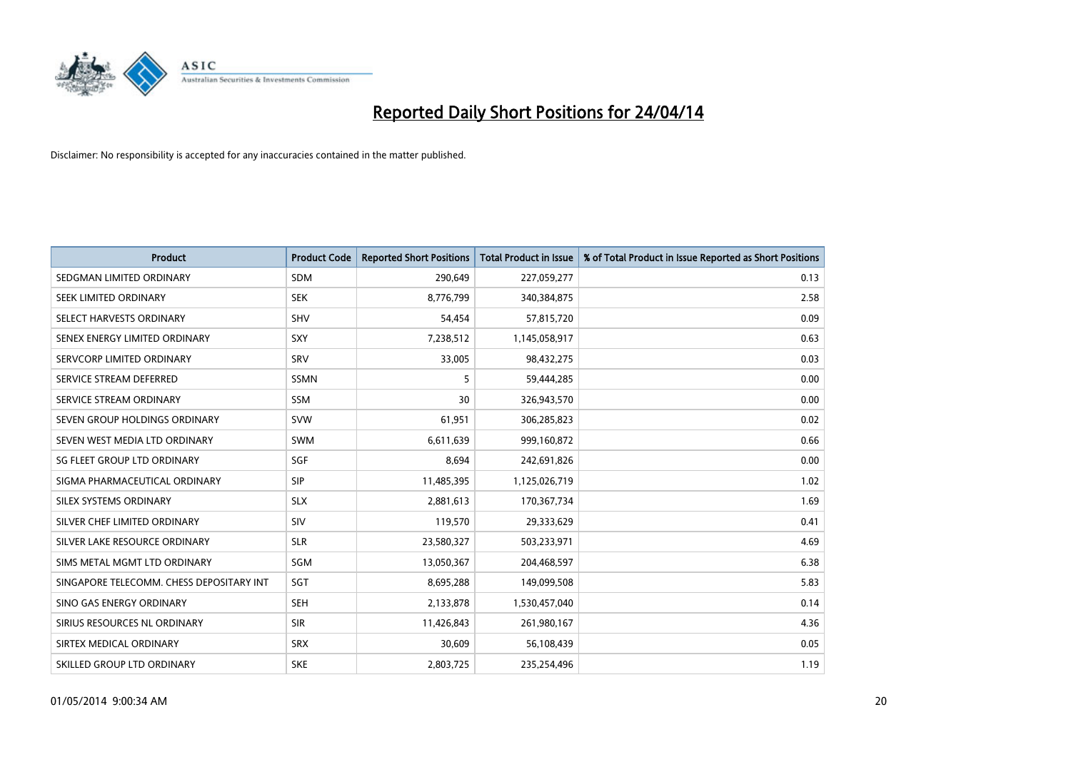# Reported Daily Short Positions for 24/04/14

Disclaimer: No responsibility is accepted for any inaccuracies contained in the matter published.

| Product | Product Code | Reported Short Positions | Total Product in Issue | % of Total Product in Issue Reported as Short Positions |
| --- | --- | --- | --- | --- |
| SEDGMAN LIMITED ORDINARY | SDM | 290,649 | 227,059,277 | 0.13 |
| SEEK LIMITED ORDINARY | SEK | 8,776,799 | 340,384,875 | 2.58 |
| SELECT HARVESTS ORDINARY | SHV | 54,454 | 57,815,720 | 0.09 |
| SENEX ENERGY LIMITED ORDINARY | SXY | 7,238,512 | 1,145,058,917 | 0.63 |
| SERVCORP LIMITED ORDINARY | SRV | 33,005 | 98,432,275 | 0.03 |
| SERVICE STREAM DEFERRED | SSMN | 5 | 59,444,285 | 0.00 |
| SERVICE STREAM ORDINARY | SSM | 30 | 326,943,570 | 0.00 |
| SEVEN GROUP HOLDINGS ORDINARY | SVW | 61,951 | 306,285,823 | 0.02 |
| SEVEN WEST MEDIA LTD ORDINARY | SWM | 6,611,639 | 999,160,872 | 0.66 |
| SG FLEET GROUP LTD ORDINARY | SGF | 8,694 | 242,691,826 | 0.00 |
| SIGMA PHARMACEUTICAL ORDINARY | SIP | 11,485,395 | 1,125,026,719 | 1.02 |
| SILEX SYSTEMS ORDINARY | SLX | 2,881,613 | 170,367,734 | 1.69 |
| SILVER CHEF LIMITED ORDINARY | SIV | 119,570 | 29,333,629 | 0.41 |
| SILVER LAKE RESOURCE ORDINARY | SLR | 23,580,327 | 503,233,971 | 4.69 |
| SIMS METAL MGMT LTD ORDINARY | SGM | 13,050,367 | 204,468,597 | 6.38 |
| SINGAPORE TELECOMM. CHESS DEPOSITARY INT | SGT | 8,695,288 | 149,099,508 | 5.83 |
| SINO GAS ENERGY ORDINARY | SEH | 2,133,878 | 1,530,457,040 | 0.14 |
| SIRIUS RESOURCES NL ORDINARY | SIR | 11,426,843 | 261,980,167 | 4.36 |
| SIRTEX MEDICAL ORDINARY | SRX | 30,609 | 56,108,439 | 0.05 |
| SKILLED GROUP LTD ORDINARY | SKE | 2,803,725 | 235,254,496 | 1.19 |

01/05/2014 9:00:34 AM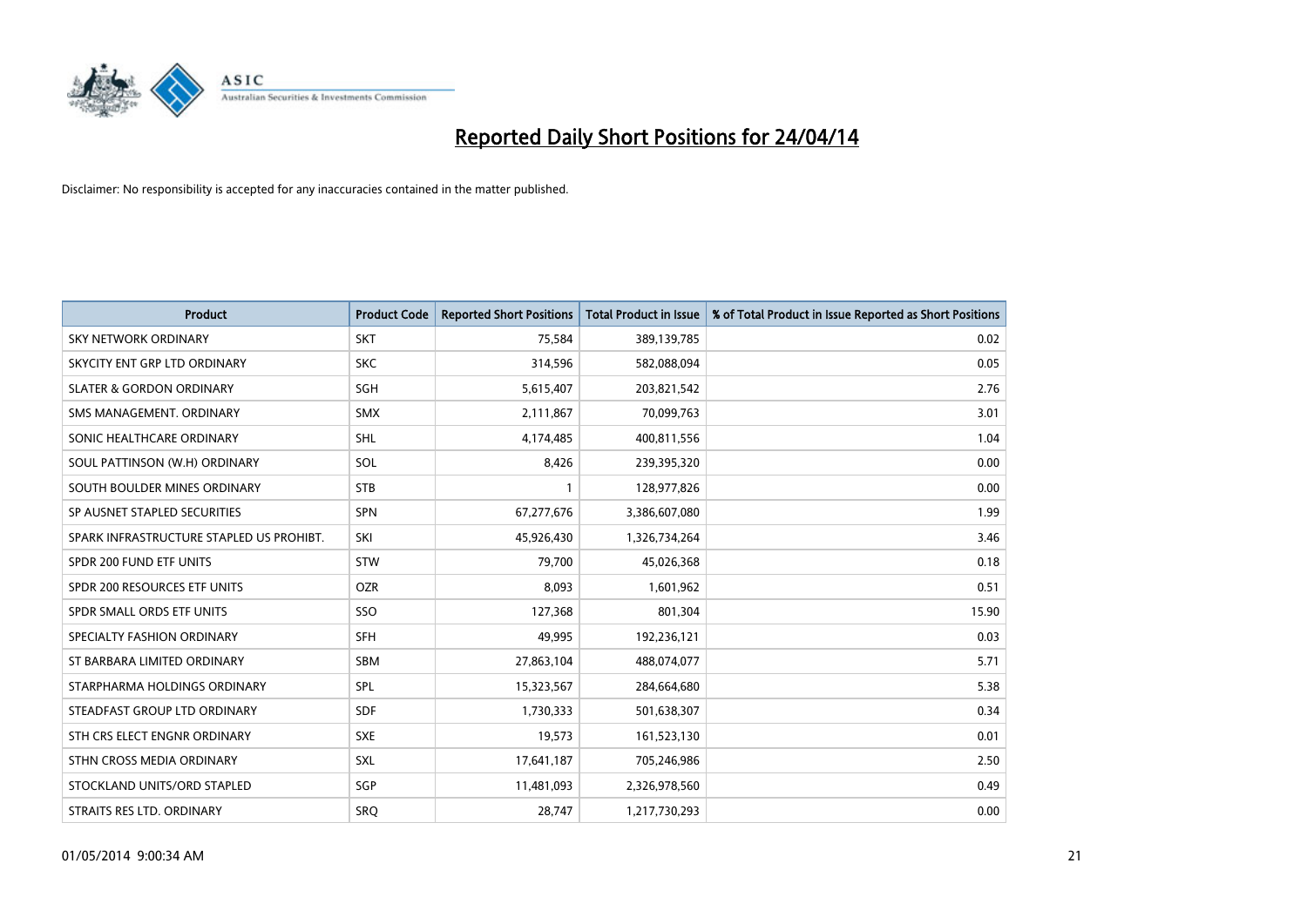# Reported Daily Short Positions for 24/04/14

Disclaimer: No responsibility is accepted for any inaccuracies contained in the matter published.

| Product | Product Code | Reported Short Positions | Total Product in Issue | % of Total Product in Issue Reported as Short Positions |
|---|---|---|---|---|
| SKY NETWORK ORDINARY | SKT | 75,584 | 389,139,785 | 0.02 |
| SKYCITY ENT GRP LTD ORDINARY | SKC | 314,596 | 582,088,094 | 0.05 |
| SLATER & GORDON ORDINARY | SGH | 5,615,407 | 203,821,542 | 2.76 |
| SMS MANAGEMENT. ORDINARY | SMX | 2,111,867 | 70,099,763 | 3.01 |
| SONIC HEALTHCARE ORDINARY | SHL | 4,174,485 | 400,811,556 | 1.04 |
| SOUL PATTINSON (W.H) ORDINARY | SOL | 8,426 | 239,395,320 | 0.00 |
| SOUTH BOULDER MINES ORDINARY | STB | 1 | 128,977,826 | 0.00 |
| SP AUSNET STAPLED SECURITIES | SPN | 67,277,676 | 3,386,607,080 | 1.99 |
| SPARK INFRASTRUCTURE STAPLED US PROHIBT. | SKI | 45,926,430 | 1,326,734,264 | 3.46 |
| SPDR 200 FUND ETF UNITS | STW | 79,700 | 45,026,368 | 0.18 |
| SPDR 200 RESOURCES ETF UNITS | OZR | 8,093 | 1,601,962 | 0.51 |
| SPDR SMALL ORDS ETF UNITS | SSO | 127,368 | 801,304 | 15.90 |
| SPECIALTY FASHION ORDINARY | SFH | 49,995 | 192,236,121 | 0.03 |
| ST BARBARA LIMITED ORDINARY | SBM | 27,863,104 | 488,074,077 | 5.71 |
| STARPHARMA HOLDINGS ORDINARY | SPL | 15,323,567 | 284,664,680 | 5.38 |
| STEADFAST GROUP LTD ORDINARY | SDF | 1,730,333 | 501,638,307 | 0.34 |
| STH CRS ELECT ENGNR ORDINARY | SXE | 19,573 | 161,523,130 | 0.01 |
| STHN CROSS MEDIA ORDINARY | SXL | 17,641,187 | 705,246,986 | 2.50 |
| STOCKLAND UNITS/ORD STAPLED | SGP | 11,481,093 | 2,326,978,560 | 0.49 |
| STRAITS RES LTD. ORDINARY | SRQ | 28,747 | 1,217,730,293 | 0.00 |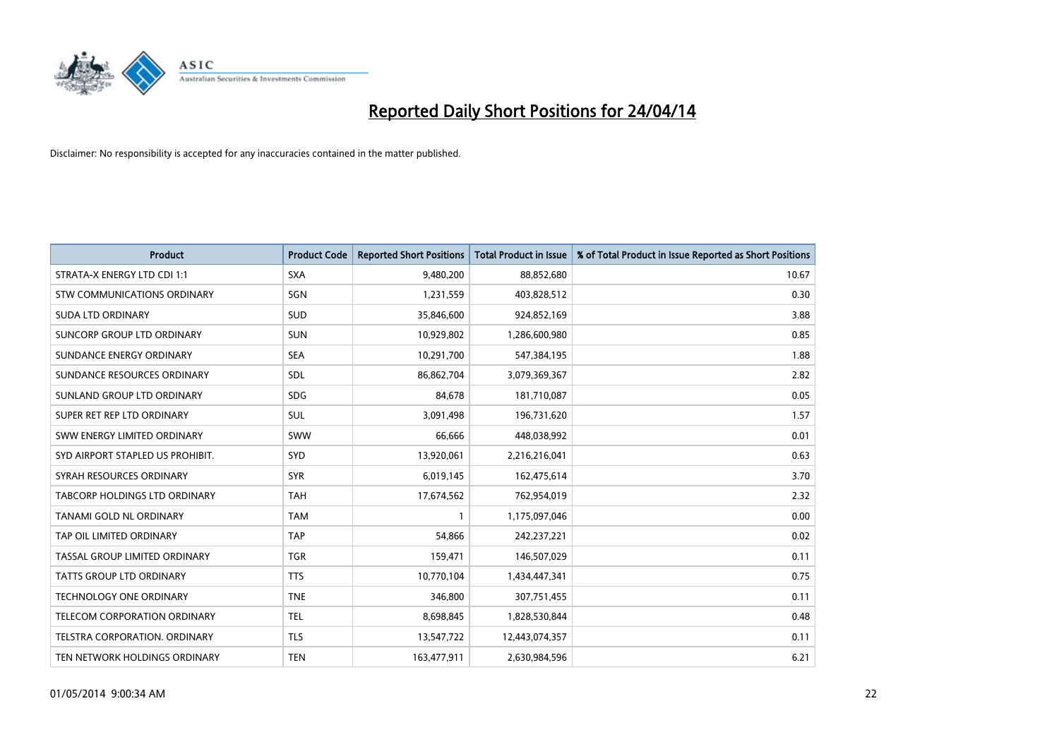# Reported Daily Short Positions for 24/04/14

Disclaimer: No responsibility is accepted for any inaccuracies contained in the matter published.

| Product | Product Code | Reported Short Positions | Total Product in Issue | % of Total Product in Issue Reported as Short Positions |
|---|---|---|---|---|
| STRATA-X ENERGY LTD CDI 1:1 | SXA | 9,480,200 | 88,852,680 | 10.67 |
| STW COMMUNICATIONS ORDINARY | SGN | 1,231,559 | 403,828,512 | 0.30 |
| SUDA LTD ORDINARY | SUD | 35,846,600 | 924,852,169 | 3.88 |
| SUNCORP GROUP LTD ORDINARY | SUN | 10,929,802 | 1,286,600,980 | 0.85 |
| SUNDANCE ENERGY ORDINARY | SEA | 10,291,700 | 547,384,195 | 1.88 |
| SUNDANCE RESOURCES ORDINARY | SDL | 86,862,704 | 3,079,369,367 | 2.82 |
| SUNLAND GROUP LTD ORDINARY | SDG | 84,678 | 181,710,087 | 0.05 |
| SUPER RET REP LTD ORDINARY | SUL | 3,091,498 | 196,731,620 | 1.57 |
| SWW ENERGY LIMITED ORDINARY | SWW | 66,666 | 448,038,992 | 0.01 |
| SYD AIRPORT STAPLED US PROHIBIT. | SYD | 13,920,061 | 2,216,216,041 | 0.63 |
| SYRAH RESOURCES ORDINARY | SYR | 6,019,145 | 162,475,614 | 3.70 |
| TABCORP HOLDINGS LTD ORDINARY | TAH | 17,674,562 | 762,954,019 | 2.32 |
| TANAMI GOLD NL ORDINARY | TAM | 1 | 1,175,097,046 | 0.00 |
| TAP OIL LIMITED ORDINARY | TAP | 54,866 | 242,237,221 | 0.02 |
| TASSAL GROUP LIMITED ORDINARY | TGR | 159,471 | 146,507,029 | 0.11 |
| TATTS GROUP LTD ORDINARY | TTS | 10,770,104 | 1,434,447,341 | 0.75 |
| TECHNOLOGY ONE ORDINARY | TNE | 346,800 | 307,751,455 | 0.11 |
| TELECOM CORPORATION ORDINARY | TEL | 8,698,845 | 1,828,530,844 | 0.48 |
| TELSTRA CORPORATION. ORDINARY | TLS | 13,547,722 | 12,443,074,357 | 0.11 |
| TEN NETWORK HOLDINGS ORDINARY | TEN | 163,477,911 | 2,630,984,596 | 6.21 |

01/05/2014 9:00:34 AM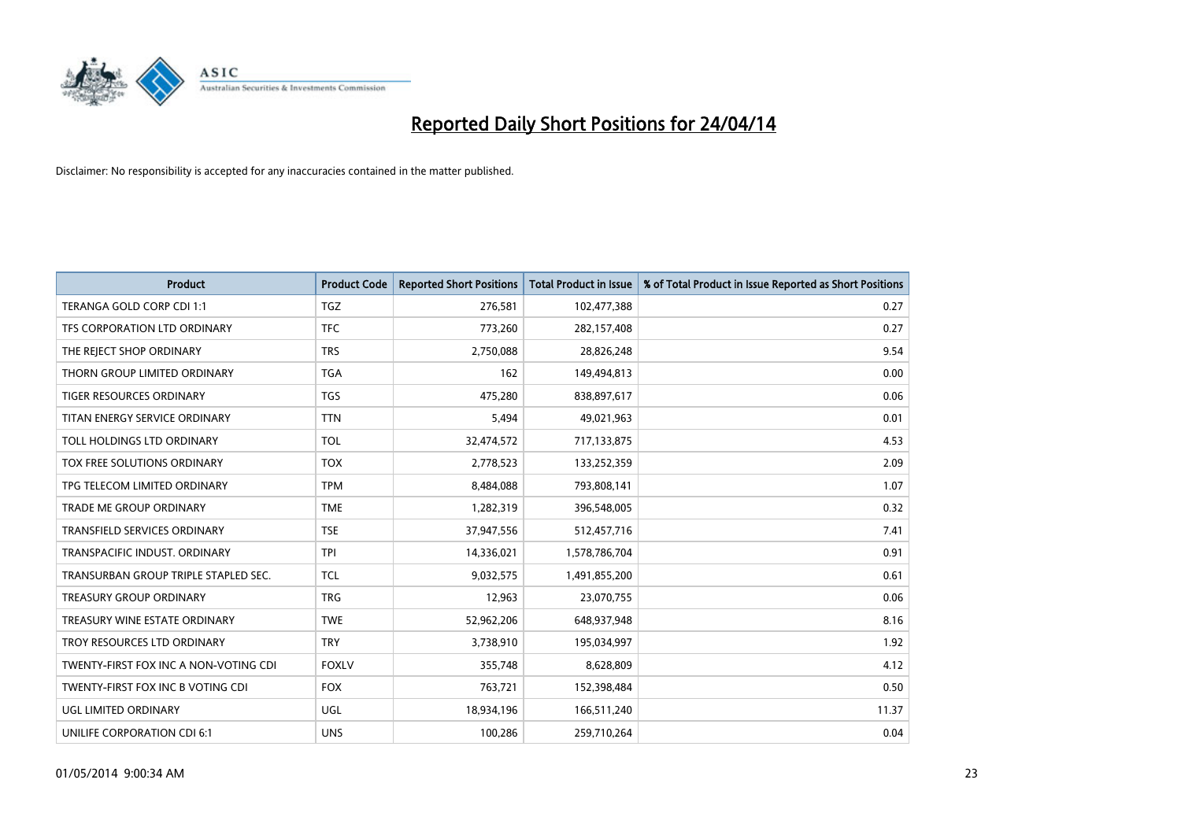# Reported Daily Short Positions for 24/04/14

Disclaimer: No responsibility is accepted for any inaccuracies contained in the matter published.

| Product | Product Code | Reported Short Positions | Total Product in Issue | % of Total Product in Issue Reported as Short Positions |
|---|---|---|---|---|
| TERANGA GOLD CORP CDI 1:1 | TGZ | 276,581 | 102,477,388 | 0.27 |
| TFS CORPORATION LTD ORDINARY | TFC | 773,260 | 282,157,408 | 0.27 |
| THE REJECT SHOP ORDINARY | TRS | 2,750,088 | 28,826,248 | 9.54 |
| THORN GROUP LIMITED ORDINARY | TGA | 162 | 149,494,813 | 0.00 |
| TIGER RESOURCES ORDINARY | TGS | 475,280 | 838,897,617 | 0.06 |
| TITAN ENERGY SERVICE ORDINARY | TTN | 5,494 | 49,021,963 | 0.01 |
| TOLL HOLDINGS LTD ORDINARY | TOL | 32,474,572 | 717,133,875 | 4.53 |
| TOX FREE SOLUTIONS ORDINARY | TOX | 2,778,523 | 133,252,359 | 2.09 |
| TPG TELECOM LIMITED ORDINARY | TPM | 8,484,088 | 793,808,141 | 1.07 |
| TRADE ME GROUP ORDINARY | TME | 1,282,319 | 396,548,005 | 0.32 |
| TRANSFIELD SERVICES ORDINARY | TSE | 37,947,556 | 512,457,716 | 7.41 |
| TRANSPACIFIC INDUST. ORDINARY | TPI | 14,336,021 | 1,578,786,704 | 0.91 |
| TRANSURBAN GROUP TRIPLE STAPLED SEC. | TCL | 9,032,575 | 1,491,855,200 | 0.61 |
| TREASURY GROUP ORDINARY | TRG | 12,963 | 23,070,755 | 0.06 |
| TREASURY WINE ESTATE ORDINARY | TWE | 52,962,206 | 648,937,948 | 8.16 |
| TROY RESOURCES LTD ORDINARY | TRY | 3,738,910 | 195,034,997 | 1.92 |
| TWENTY-FIRST FOX INC A NON-VOTING CDI | FOXLV | 355,748 | 8,628,809 | 4.12 |
| TWENTY-FIRST FOX INC B VOTING CDI | FOX | 763,721 | 152,398,484 | 0.50 |
| UGL LIMITED ORDINARY | UGL | 18,934,196 | 166,511,240 | 11.37 |
| UNILIFE CORPORATION CDI 6:1 | UNS | 100,286 | 259,710,264 | 0.04 |

01/05/2014 9:00:34 AM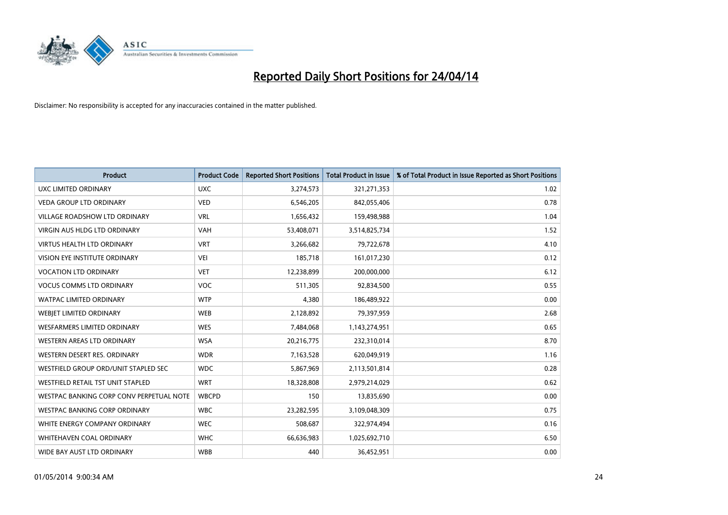# Reported Daily Short Positions for 24/04/14

Disclaimer: No responsibility is accepted for any inaccuracies contained in the matter published.

| Product | Product Code | Reported Short Positions | Total Product in Issue | % of Total Product in Issue Reported as Short Positions |
|---|---|---|---|---|
| UXC LIMITED ORDINARY | UXC | 3,274,573 | 321,271,353 | 1.02 |
| VEDA GROUP LTD ORDINARY | VED | 6,546,205 | 842,055,406 | 0.78 |
| VILLAGE ROADSHOW LTD ORDINARY | VRL | 1,656,432 | 159,498,988 | 1.04 |
| VIRGIN AUS HLDG LTD ORDINARY | VAH | 53,408,071 | 3,514,825,734 | 1.52 |
| VIRTUS HEALTH LTD ORDINARY | VRT | 3,266,682 | 79,722,678 | 4.10 |
| VISION EYE INSTITUTE ORDINARY | VEI | 185,718 | 161,017,230 | 0.12 |
| VOCATION LTD ORDINARY | VET | 12,238,899 | 200,000,000 | 6.12 |
| VOCUS COMMS LTD ORDINARY | VOC | 511,305 | 92,834,500 | 0.55 |
| WATPAC LIMITED ORDINARY | WTP | 4,380 | 186,489,922 | 0.00 |
| WEBJET LIMITED ORDINARY | WEB | 2,128,892 | 79,397,959 | 2.68 |
| WESFARMERS LIMITED ORDINARY | WES | 7,484,068 | 1,143,274,951 | 0.65 |
| WESTERN AREAS LTD ORDINARY | WSA | 20,216,775 | 232,310,014 | 8.70 |
| WESTERN DESERT RES. ORDINARY | WDR | 7,163,528 | 620,049,919 | 1.16 |
| WESTFIELD GROUP ORD/UNIT STAPLED SEC | WDC | 5,867,969 | 2,113,501,814 | 0.28 |
| WESTFIELD RETAIL TST UNIT STAPLED | WRT | 18,328,808 | 2,979,214,029 | 0.62 |
| WESTPAC BANKING CORP CONV PERPETUAL NOTE | WBCPD | 150 | 13,835,690 | 0.00 |
| WESTPAC BANKING CORP ORDINARY | WBC | 23,282,595 | 3,109,048,309 | 0.75 |
| WHITE ENERGY COMPANY ORDINARY | WEC | 508,687 | 322,974,494 | 0.16 |
| WHITEHAVEN COAL ORDINARY | WHC | 66,636,983 | 1,025,692,710 | 6.50 |
| WIDE BAY AUST LTD ORDINARY | WBB | 440 | 36,452,951 | 0.00 |

01/05/2014 9:00:34 AM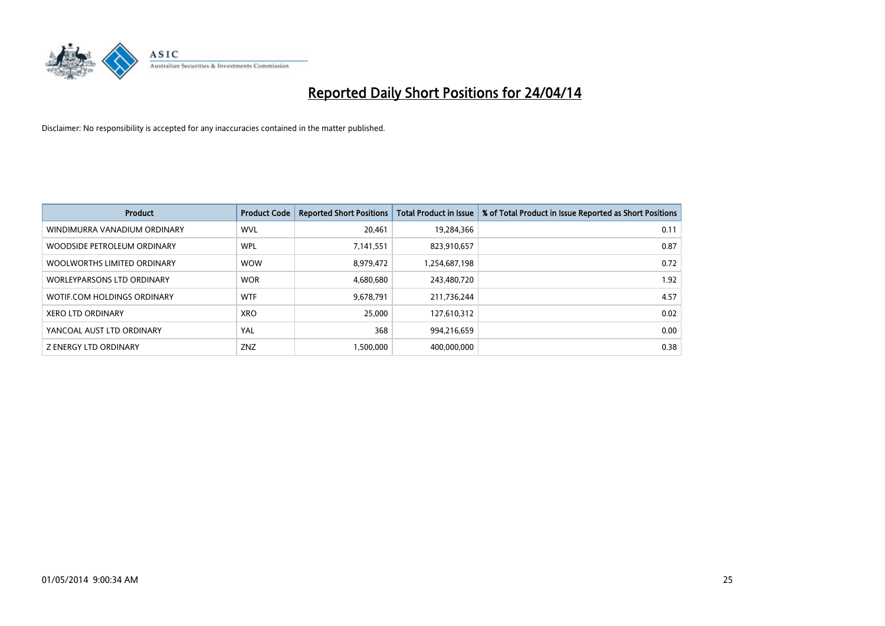# Reported Daily Short Positions for 24/04/14

Disclaimer: No responsibility is accepted for any inaccuracies contained in the matter published.

| Product | Product Code | Reported Short Positions | Total Product in Issue | % of Total Product in Issue Reported as Short Positions |
|---|---|---|---|---|
| WINDIMURRA VANADIUM ORDINARY | WVL | 20,461 | 19,284,366 | 0.11 |
| WOODSIDE PETROLEUM ORDINARY | WPL | 7,141,551 | 823,910,657 | 0.87 |
| WOOLWORTHS LIMITED ORDINARY | WOW | 8,979,472 | 1,254,687,198 | 0.72 |
| WORLEYPARSONS LTD ORDINARY | WOR | 4,680,680 | 243,480,720 | 1.92 |
| WOTIF.COM HOLDINGS ORDINARY | WTF | 9,678,791 | 211,736,244 | 4.57 |
| XERO LTD ORDINARY | XRO | 25,000 | 127,610,312 | 0.02 |
| YANCOAL AUST LTD ORDINARY | YAL | 368 | 994,216,659 | 0.00 |
| Z ENERGY LTD ORDINARY | ZNZ | 1,500,000 | 400,000,000 | 0.38 |

01/05/2014 9:00:34 AM